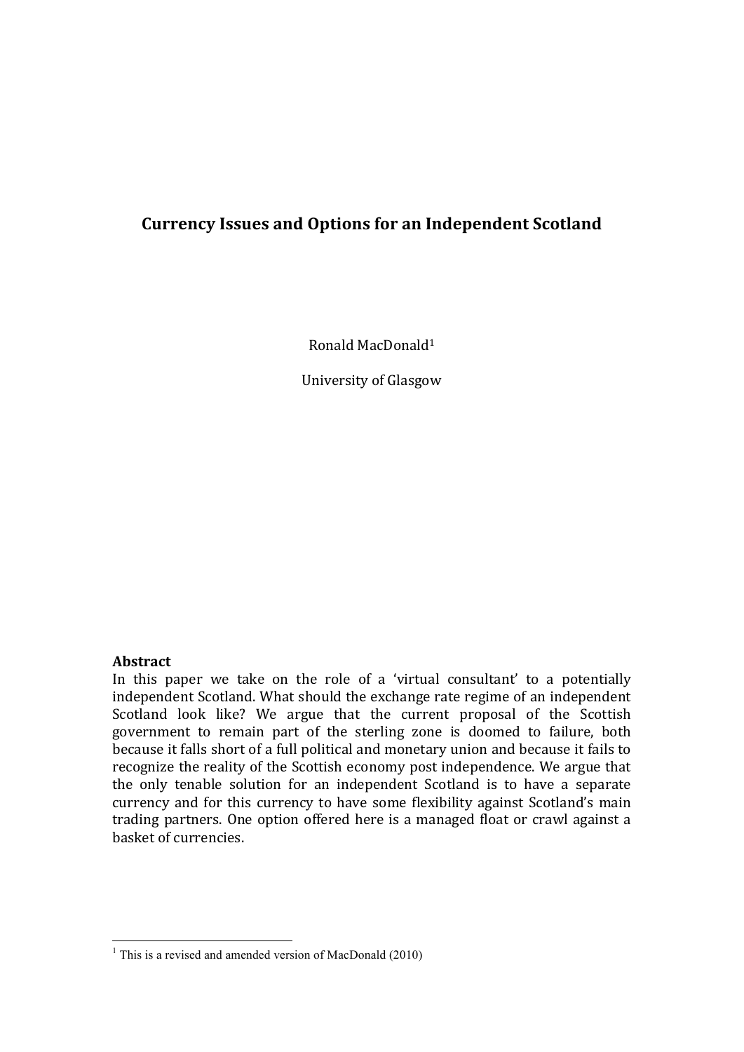# Currency Issues and Options for an Independent Scotland

Ronald MacDonald[1]

University of Glasgow

## Abstract

In this paper we take on the role of a 'virtual consultant' to a potentially independent Scotland. What should the exchange rate regime of an independent Scotland look like? We argue that the current proposal of the Scottish government to remain part of the sterling zone is doomed to failure, both because it falls short of a full political and monetary union and because it fails to recognize the reality of the Scottish economy post independence. We argue that the only tenable solution for an independent Scotland is to have a separate currency and for this currency to have some flexibility against Scotland's main trading partners. One option offered here is a managed float or crawl against a basket of currencies.

---

[1] This is a revised and amended version of MacDonald (2010)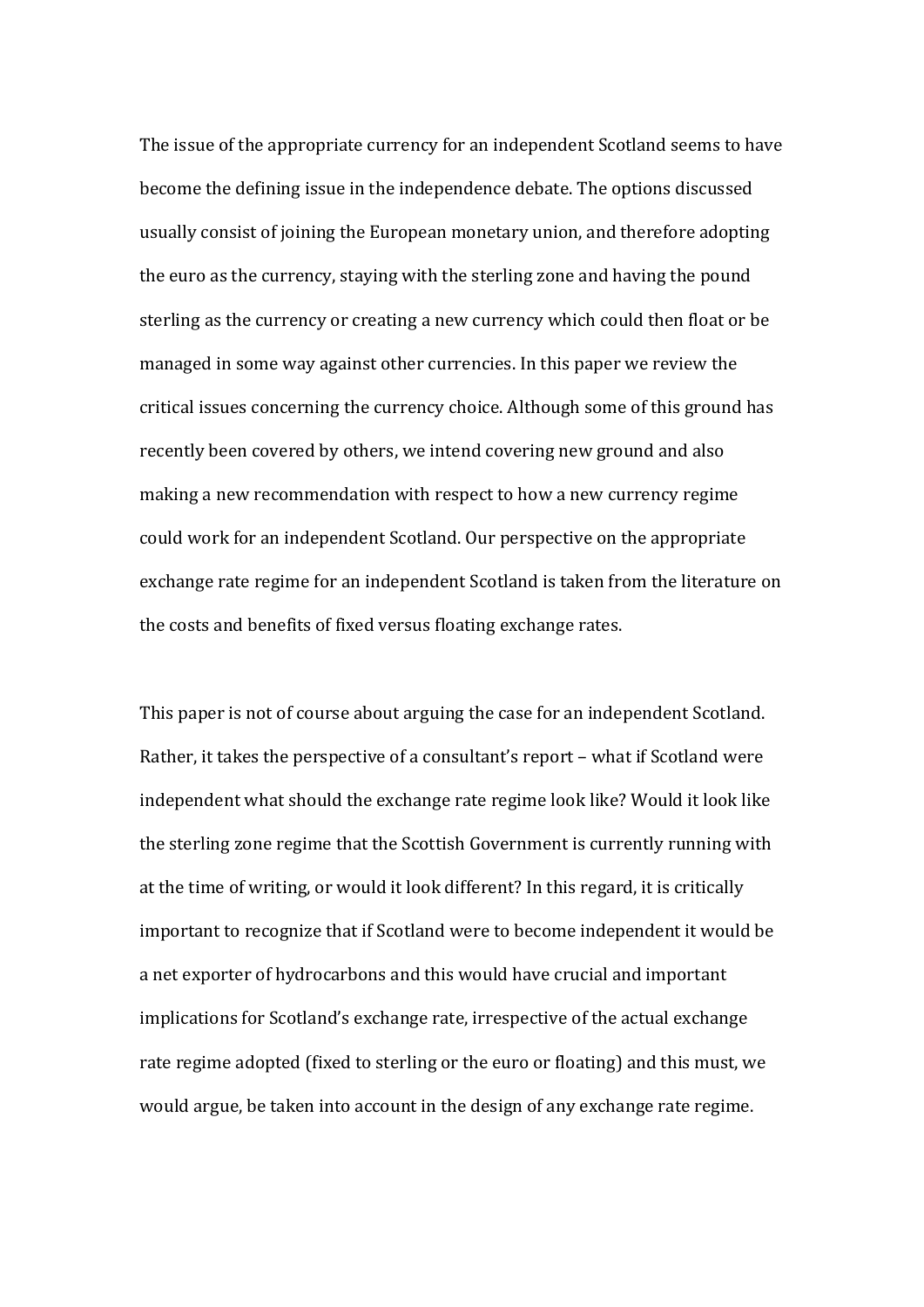The issue of the appropriate currency for an independent Scotland seems to have become the defining issue in the independence debate. The options discussed usually consist of joining the European monetary union, and therefore adopting the euro as the currency, staying with the sterling zone and having the pound sterling as the currency or creating a new currency which could then float or be managed in some way against other currencies. In this paper we review the critical issues concerning the currency choice. Although some of this ground has recently been covered by others, we intend covering new ground and also making a new recommendation with respect to how a new currency regime could work for an independent Scotland. Our perspective on the appropriate exchange rate regime for an independent Scotland is taken from the literature on the costs and benefits of fixed versus floating exchange rates.

This paper is not of course about arguing the case for an independent Scotland. Rather, it takes the perspective of a consultant's report – what if Scotland were independent what should the exchange rate regime look like? Would it look like the sterling zone regime that the Scottish Government is currently running with at the time of writing, or would it look different? In this regard, it is critically important to recognize that if Scotland were to become independent it would be a net exporter of hydrocarbons and this would have crucial and important implications for Scotland's exchange rate, irrespective of the actual exchange rate regime adopted (fixed to sterling or the euro or floating) and this must, we would argue, be taken into account in the design of any exchange rate regime.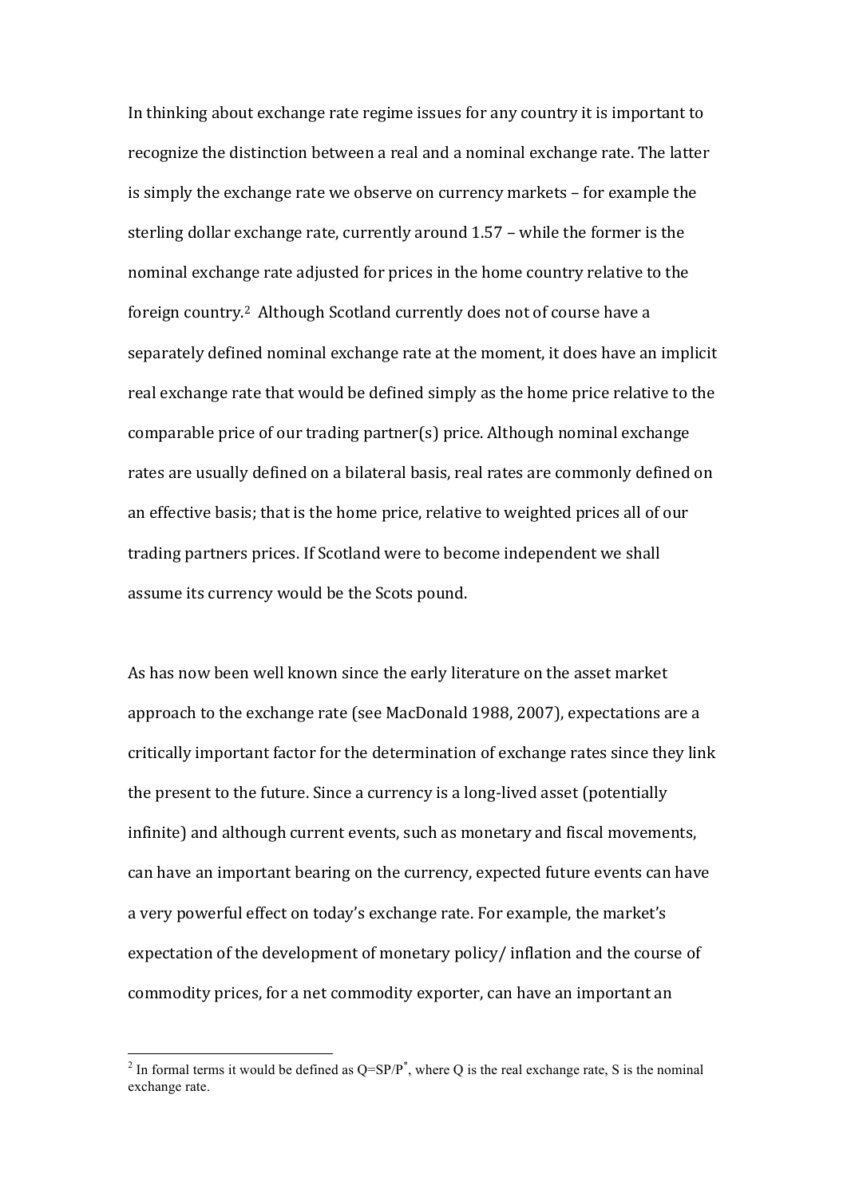In thinking about exchange rate regime issues for any country it is important to recognize the distinction between a real and a nominal exchange rate. The latter is simply the exchange rate we observe on currency markets – for example the sterling dollar exchange rate, currently around 1.57 – while the former is the nominal exchange rate adjusted for prices in the home country relative to the foreign country.[2] Although Scotland currently does not of course have a separately defined nominal exchange rate at the moment, it does have an implicit real exchange rate that would be defined simply as the home price relative to the comparable price of our trading partner(s) price. Although nominal exchange rates are usually defined on a bilateral basis, real rates are commonly defined on an effective basis; that is the home price, relative to weighted prices all of our trading partners prices. If Scotland were to become independent we shall assume its currency would be the Scots pound.

As has now been well known since the early literature on the asset market approach to the exchange rate (see MacDonald 1988, 2007), expectations are a critically important factor for the determination of exchange rates since they link the present to the future. Since a currency is a long-lived asset (potentially infinite) and although current events, such as monetary and fiscal movements, can have an important bearing on the currency, expected future events can have a very powerful effect on today's exchange rate. For example, the market's expectation of the development of monetary policy/ inflation and the course of commodity prices, for a net commodity exporter, can have an important an

[2] In formal terms it would be defined as $Q=SP/P^*$, where Q is the real exchange rate, S is the nominal exchange rate.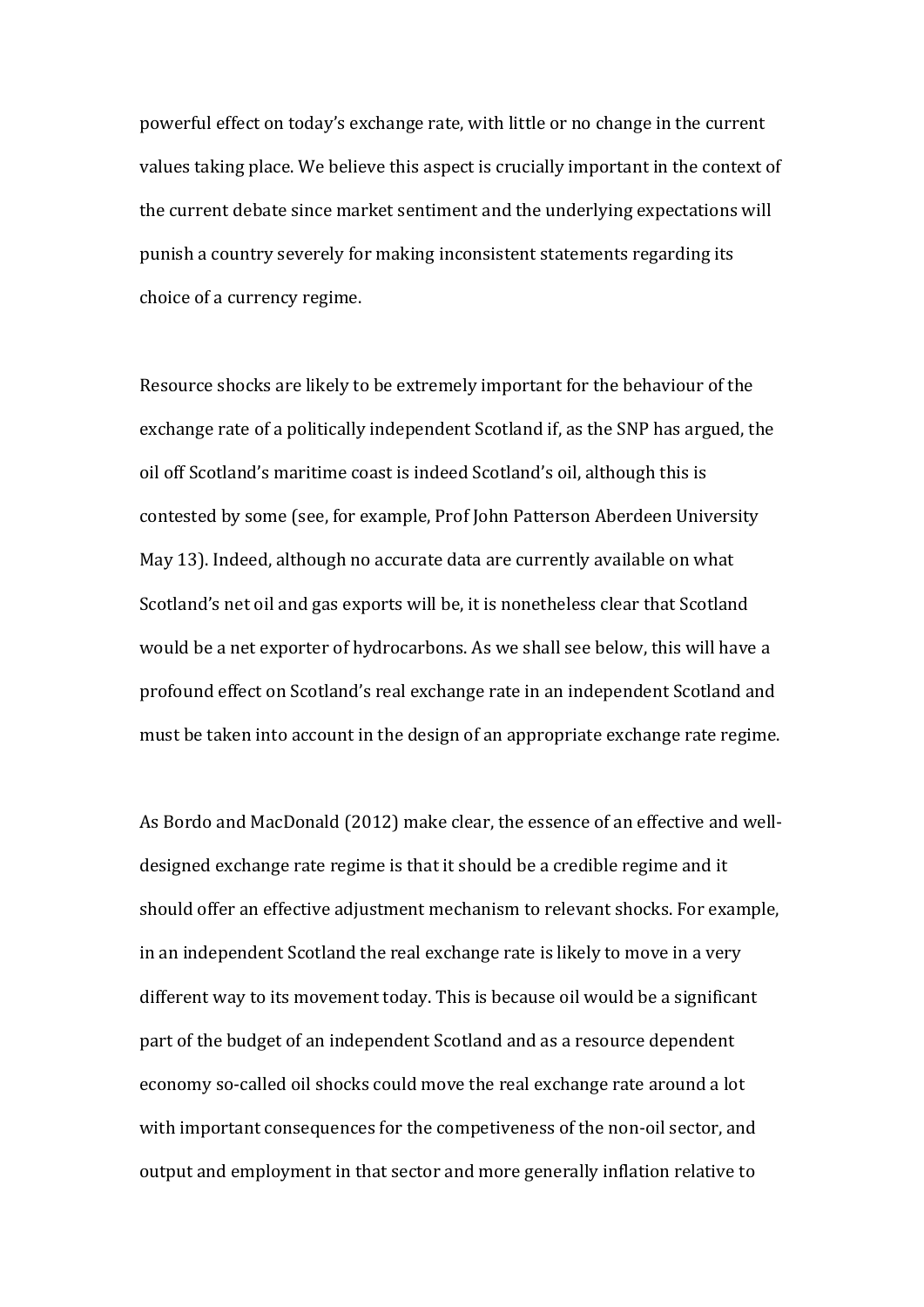powerful effect on today's exchange rate, with little or no change in the current values taking place. We believe this aspect is crucially important in the context of the current debate since market sentiment and the underlying expectations will punish a country severely for making inconsistent statements regarding its choice of a currency regime.

Resource shocks are likely to be extremely important for the behaviour of the exchange rate of a politically independent Scotland if, as the SNP has argued, the oil off Scotland's maritime coast is indeed Scotland's oil, although this is contested by some (see, for example, Prof John Patterson Aberdeen University May 13). Indeed, although no accurate data are currently available on what Scotland's net oil and gas exports will be, it is nonetheless clear that Scotland would be a net exporter of hydrocarbons. As we shall see below, this will have a profound effect on Scotland's real exchange rate in an independent Scotland and must be taken into account in the design of an appropriate exchange rate regime.

As Bordo and MacDonald (2012) make clear, the essence of an effective and well-designed exchange rate regime is that it should be a credible regime and it should offer an effective adjustment mechanism to relevant shocks. For example, in an independent Scotland the real exchange rate is likely to move in a very different way to its movement today. This is because oil would be a significant part of the budget of an independent Scotland and as a resource dependent economy so-called oil shocks could move the real exchange rate around a lot with important consequences for the competiveness of the non-oil sector, and output and employment in that sector and more generally inflation relative to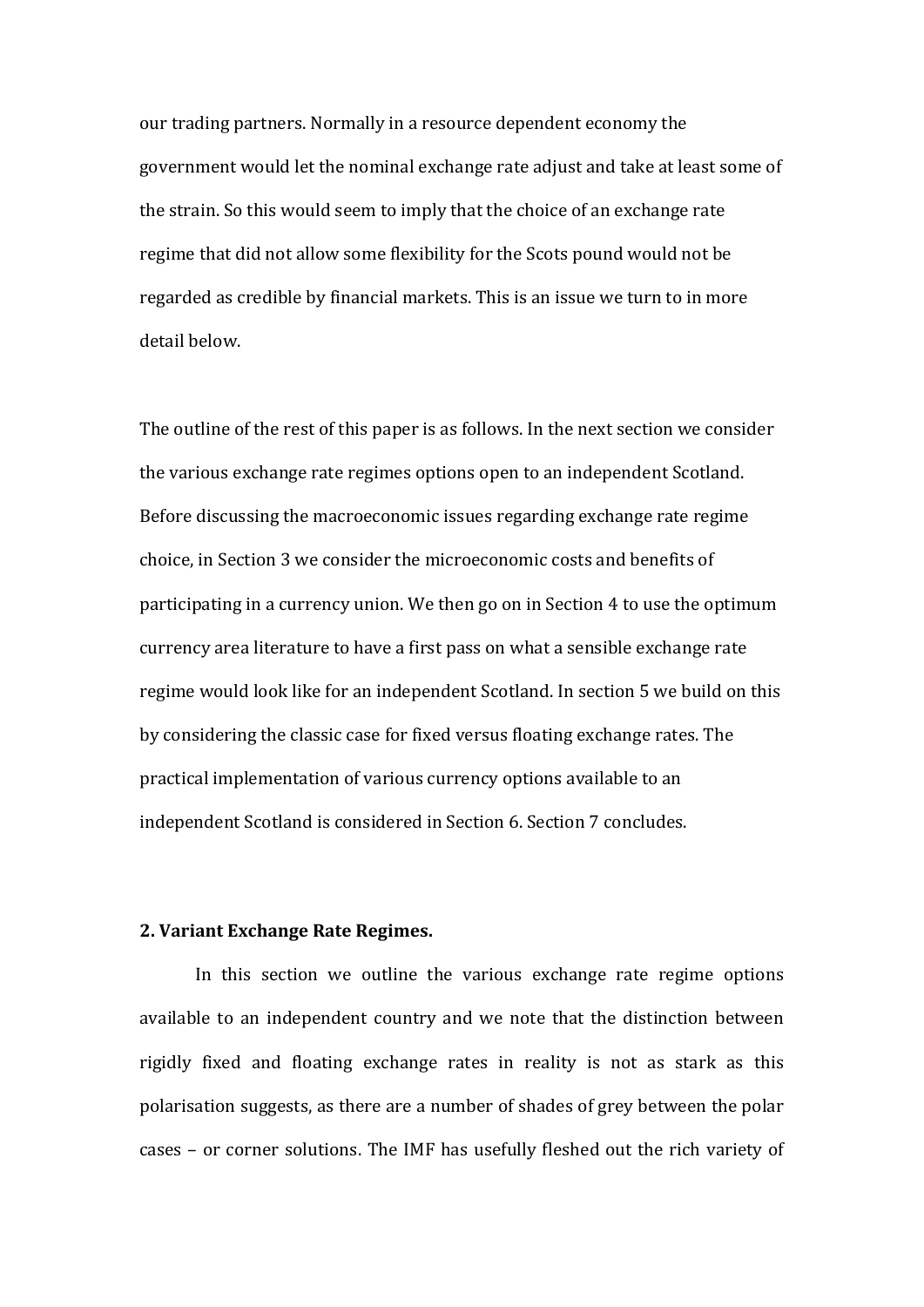our trading partners. Normally in a resource dependent economy the government would let the nominal exchange rate adjust and take at least some of the strain. So this would seem to imply that the choice of an exchange rate regime that did not allow some flexibility for the Scots pound would not be regarded as credible by financial markets. This is an issue we turn to in more detail below.

The outline of the rest of this paper is as follows. In the next section we consider the various exchange rate regimes options open to an independent Scotland. Before discussing the macroeconomic issues regarding exchange rate regime choice, in Section 3 we consider the microeconomic costs and benefits of participating in a currency union. We then go on in Section 4 to use the optimum currency area literature to have a first pass on what a sensible exchange rate regime would look like for an independent Scotland. In section 5 we build on this by considering the classic case for fixed versus floating exchange rates. The practical implementation of various currency options available to an independent Scotland is considered in Section 6. Section 7 concludes.

## 2. Variant Exchange Rate Regimes.

In this section we outline the various exchange rate regime options available to an independent country and we note that the distinction between rigidly fixed and floating exchange rates in reality is not as stark as this polarisation suggests, as there are a number of shades of grey between the polar cases – or corner solutions. The IMF has usefully fleshed out the rich variety of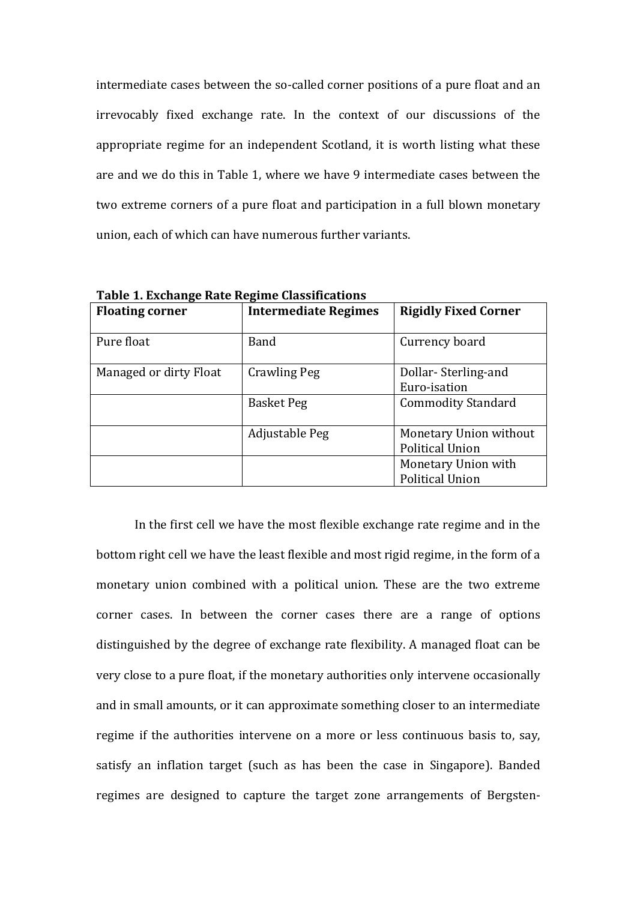intermediate cases between the so-called corner positions of a pure float and an irrevocably fixed exchange rate. In the context of our discussions of the appropriate regime for an independent Scotland, it is worth listing what these are and we do this in Table 1, where we have 9 intermediate cases between the two extreme corners of a pure float and participation in a full blown monetary union, each of which can have numerous further variants.

**Table 1. Exchange Rate Regime Classifications**

| Floating corner | Intermediate Regimes | Rigidly Fixed Corner |
|---|---|---|
| Pure float | Band | Currency board |
| Managed or dirty Float | Crawling Peg | Dollar- Sterling-and Euro-isation |
| | Basket Peg | Commodity Standard |
| | Adjustable Peg | Monetary Union without Political Union |
| | | Monetary Union with Political Union |

In the first cell we have the most flexible exchange rate regime and in the bottom right cell we have the least flexible and most rigid regime, in the form of a monetary union combined with a political union. These are the two extreme corner cases. In between the corner cases there are a range of options distinguished by the degree of exchange rate flexibility. A managed float can be very close to a pure float, if the monetary authorities only intervene occasionally and in small amounts, or it can approximate something closer to an intermediate regime if the authorities intervene on a more or less continuous basis to, say, satisfy an inflation target (such as has been the case in Singapore). Banded regimes are designed to capture the target zone arrangements of Bergsten-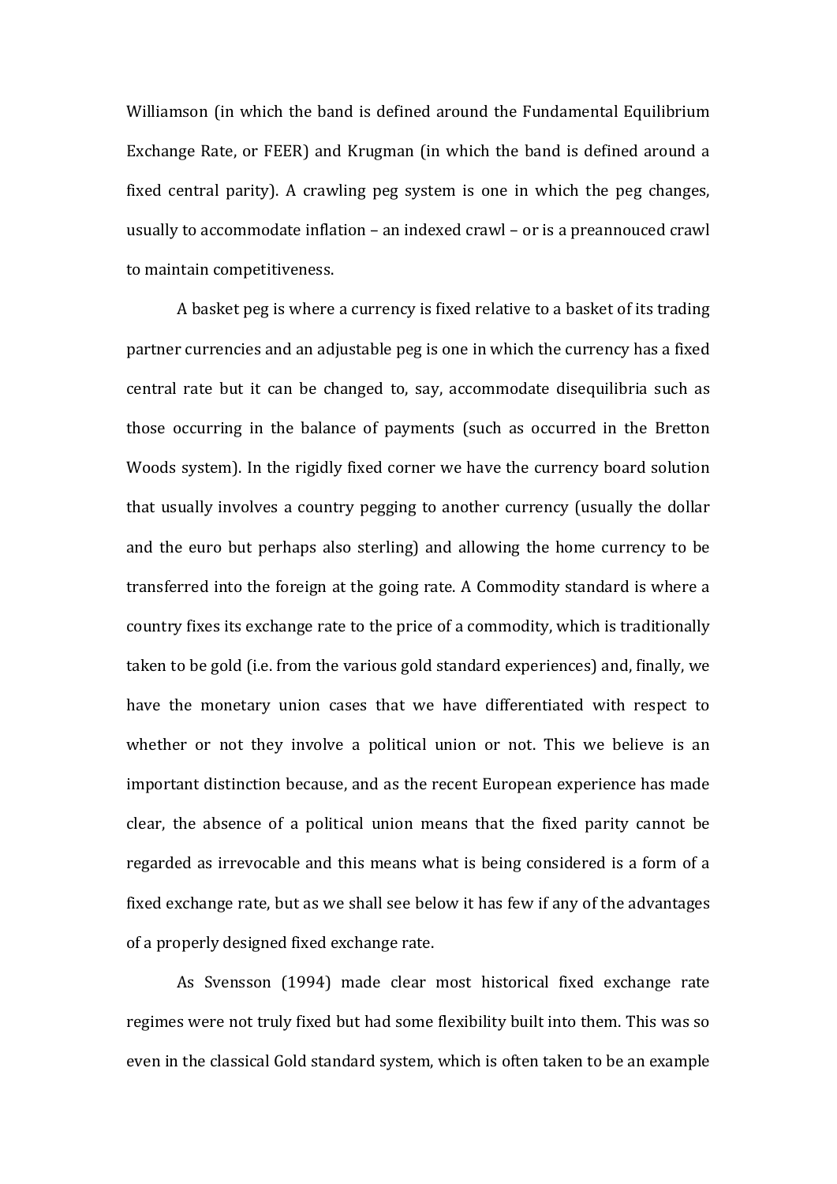Williamson (in which the band is defined around the Fundamental Equilibrium Exchange Rate, or FEER) and Krugman (in which the band is defined around a fixed central parity). A crawling peg system is one in which the peg changes, usually to accommodate inflation – an indexed crawl – or is a preannouced crawl to maintain competitiveness.

A basket peg is where a currency is fixed relative to a basket of its trading partner currencies and an adjustable peg is one in which the currency has a fixed central rate but it can be changed to, say, accommodate disequilibria such as those occurring in the balance of payments (such as occurred in the Bretton Woods system). In the rigidly fixed corner we have the currency board solution that usually involves a country pegging to another currency (usually the dollar and the euro but perhaps also sterling) and allowing the home currency to be transferred into the foreign at the going rate. A Commodity standard is where a country fixes its exchange rate to the price of a commodity, which is traditionally taken to be gold (i.e. from the various gold standard experiences) and, finally, we have the monetary union cases that we have differentiated with respect to whether or not they involve a political union or not. This we believe is an important distinction because, and as the recent European experience has made clear, the absence of a political union means that the fixed parity cannot be regarded as irrevocable and this means what is being considered is a form of a fixed exchange rate, but as we shall see below it has few if any of the advantages of a properly designed fixed exchange rate.

As Svensson (1994) made clear most historical fixed exchange rate regimes were not truly fixed but had some flexibility built into them. This was so even in the classical Gold standard system, which is often taken to be an example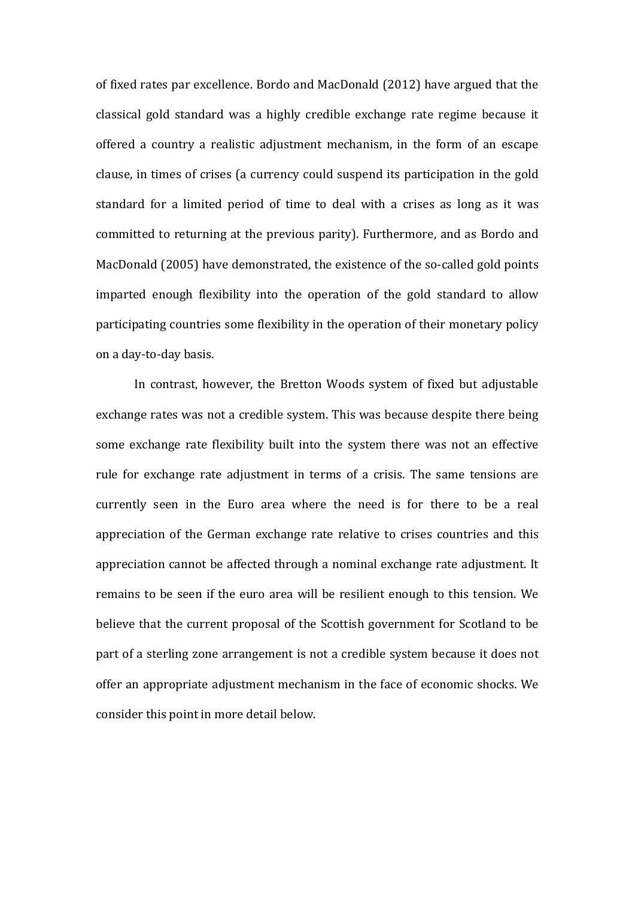of fixed rates par excellence. Bordo and MacDonald (2012) have argued that the classical gold standard was a highly credible exchange rate regime because it offered a country a realistic adjustment mechanism, in the form of an escape clause, in times of crises (a currency could suspend its participation in the gold standard for a limited period of time to deal with a crises as long as it was committed to returning at the previous parity). Furthermore, and as Bordo and MacDonald (2005) have demonstrated, the existence of the so-called gold points imparted enough flexibility into the operation of the gold standard to allow participating countries some flexibility in the operation of their monetary policy on a day-to-day basis.

In contrast, however, the Bretton Woods system of fixed but adjustable exchange rates was not a credible system. This was because despite there being some exchange rate flexibility built into the system there was not an effective rule for exchange rate adjustment in terms of a crisis. The same tensions are currently seen in the Euro area where the need is for there to be a real appreciation of the German exchange rate relative to crises countries and this appreciation cannot be affected through a nominal exchange rate adjustment. It remains to be seen if the euro area will be resilient enough to this tension. We believe that the current proposal of the Scottish government for Scotland to be part of a sterling zone arrangement is not a credible system because it does not offer an appropriate adjustment mechanism in the face of economic shocks. We consider this point in more detail below.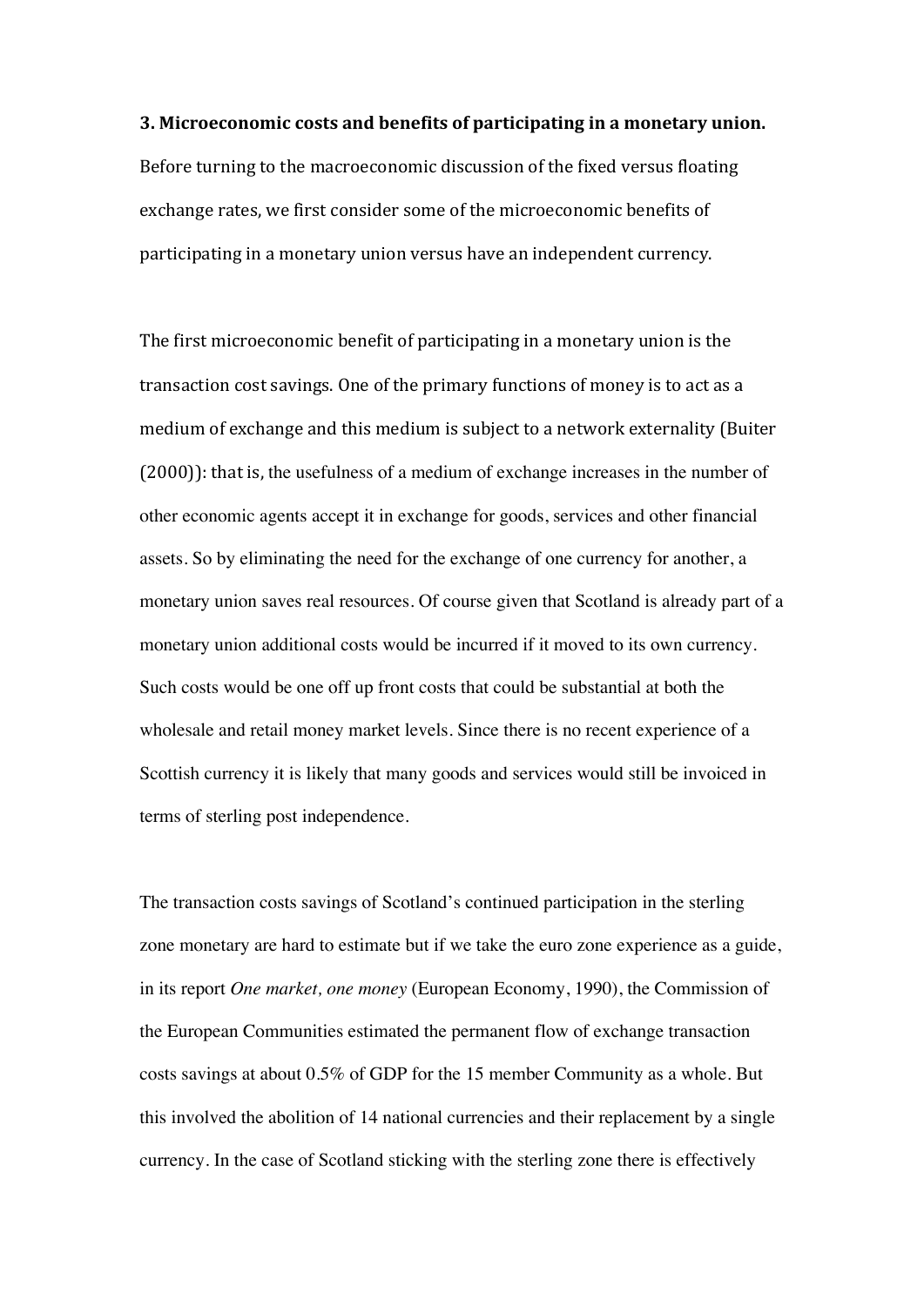### 3. Microeconomic costs and benefits of participating in a monetary union.

Before turning to the macroeconomic discussion of the fixed versus floating exchange rates, we first consider some of the microeconomic benefits of participating in a monetary union versus have an independent currency.

The first microeconomic benefit of participating in a monetary union is the transaction cost savings. One of the primary functions of money is to act as a medium of exchange and this medium is subject to a network externality (Buiter (2000)): that is, the usefulness of a medium of exchange increases in the number of other economic agents accept it in exchange for goods, services and other financial assets. So by eliminating the need for the exchange of one currency for another, a monetary union saves real resources. Of course given that Scotland is already part of a monetary union additional costs would be incurred if it moved to its own currency. Such costs would be one off up front costs that could be substantial at both the wholesale and retail money market levels. Since there is no recent experience of a Scottish currency it is likely that many goods and services would still be invoiced in terms of sterling post independence.

The transaction costs savings of Scotland's continued participation in the sterling zone monetary are hard to estimate but if we take the euro zone experience as a guide, in its report *One market, one money* (European Economy, 1990), the Commission of the European Communities estimated the permanent flow of exchange transaction costs savings at about 0.5% of GDP for the 15 member Community as a whole. But this involved the abolition of 14 national currencies and their replacement by a single currency. In the case of Scotland sticking with the sterling zone there is effectively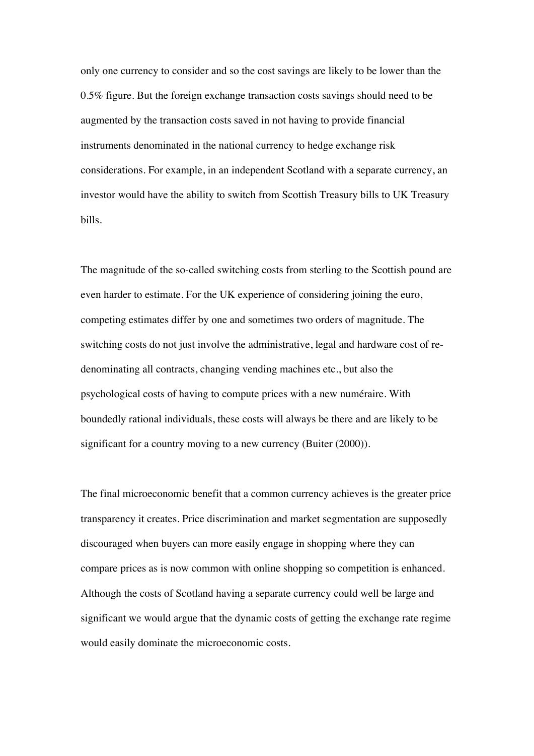only one currency to consider and so the cost savings are likely to be lower than the 0.5% figure. But the foreign exchange transaction costs savings should need to be augmented by the transaction costs saved in not having to provide financial instruments denominated in the national currency to hedge exchange risk considerations. For example, in an independent Scotland with a separate currency, an investor would have the ability to switch from Scottish Treasury bills to UK Treasury bills.

The magnitude of the so-called switching costs from sterling to the Scottish pound are even harder to estimate. For the UK experience of considering joining the euro, competing estimates differ by one and sometimes two orders of magnitude. The switching costs do not just involve the administrative, legal and hardware cost of re-denominating all contracts, changing vending machines etc., but also the psychological costs of having to compute prices with a new numéraire. With boundedly rational individuals, these costs will always be there and are likely to be significant for a country moving to a new currency (Buiter (2000)).

The final microeconomic benefit that a common currency achieves is the greater price transparency it creates. Price discrimination and market segmentation are supposedly discouraged when buyers can more easily engage in shopping where they can compare prices as is now common with online shopping so competition is enhanced. Although the costs of Scotland having a separate currency could well be large and significant we would argue that the dynamic costs of getting the exchange rate regime would easily dominate the microeconomic costs.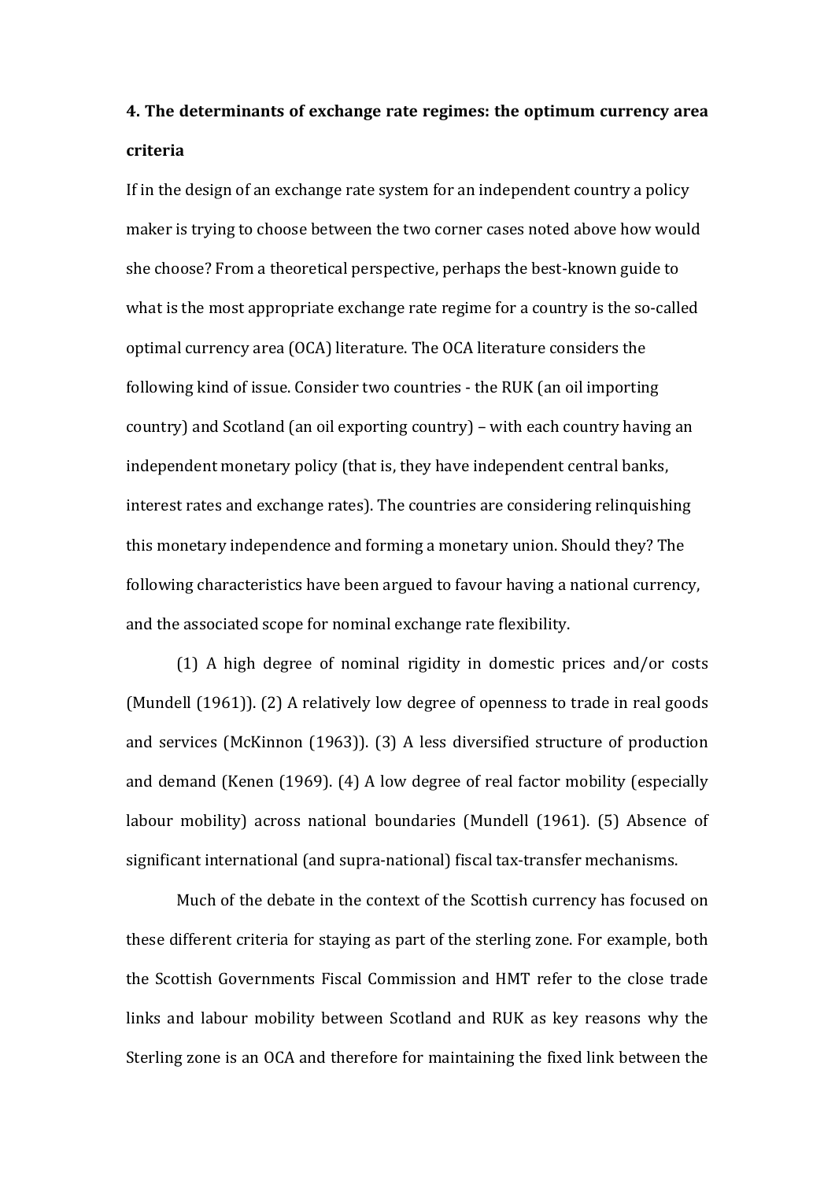### 4. The determinants of exchange rate regimes: the optimum currency area criteria

If in the design of an exchange rate system for an independent country a policy maker is trying to choose between the two corner cases noted above how would she choose? From a theoretical perspective, perhaps the best-known guide to what is the most appropriate exchange rate regime for a country is the so-called optimal currency area (OCA) literature. The OCA literature considers the following kind of issue. Consider two countries - the RUK (an oil importing country) and Scotland (an oil exporting country) – with each country having an independent monetary policy (that is, they have independent central banks, interest rates and exchange rates). The countries are considering relinquishing this monetary independence and forming a monetary union. Should they? The following characteristics have been argued to favour having a national currency, and the associated scope for nominal exchange rate flexibility.

(1) A high degree of nominal rigidity in domestic prices and/or costs (Mundell (1961)). (2) A relatively low degree of openness to trade in real goods and services (McKinnon (1963)). (3) A less diversified structure of production and demand (Kenen (1969). (4) A low degree of real factor mobility (especially labour mobility) across national boundaries (Mundell (1961). (5) Absence of significant international (and supra-national) fiscal tax-transfer mechanisms.

Much of the debate in the context of the Scottish currency has focused on these different criteria for staying as part of the sterling zone. For example, both the Scottish Governments Fiscal Commission and HMT refer to the close trade links and labour mobility between Scotland and RUK as key reasons why the Sterling zone is an OCA and therefore for maintaining the fixed link between the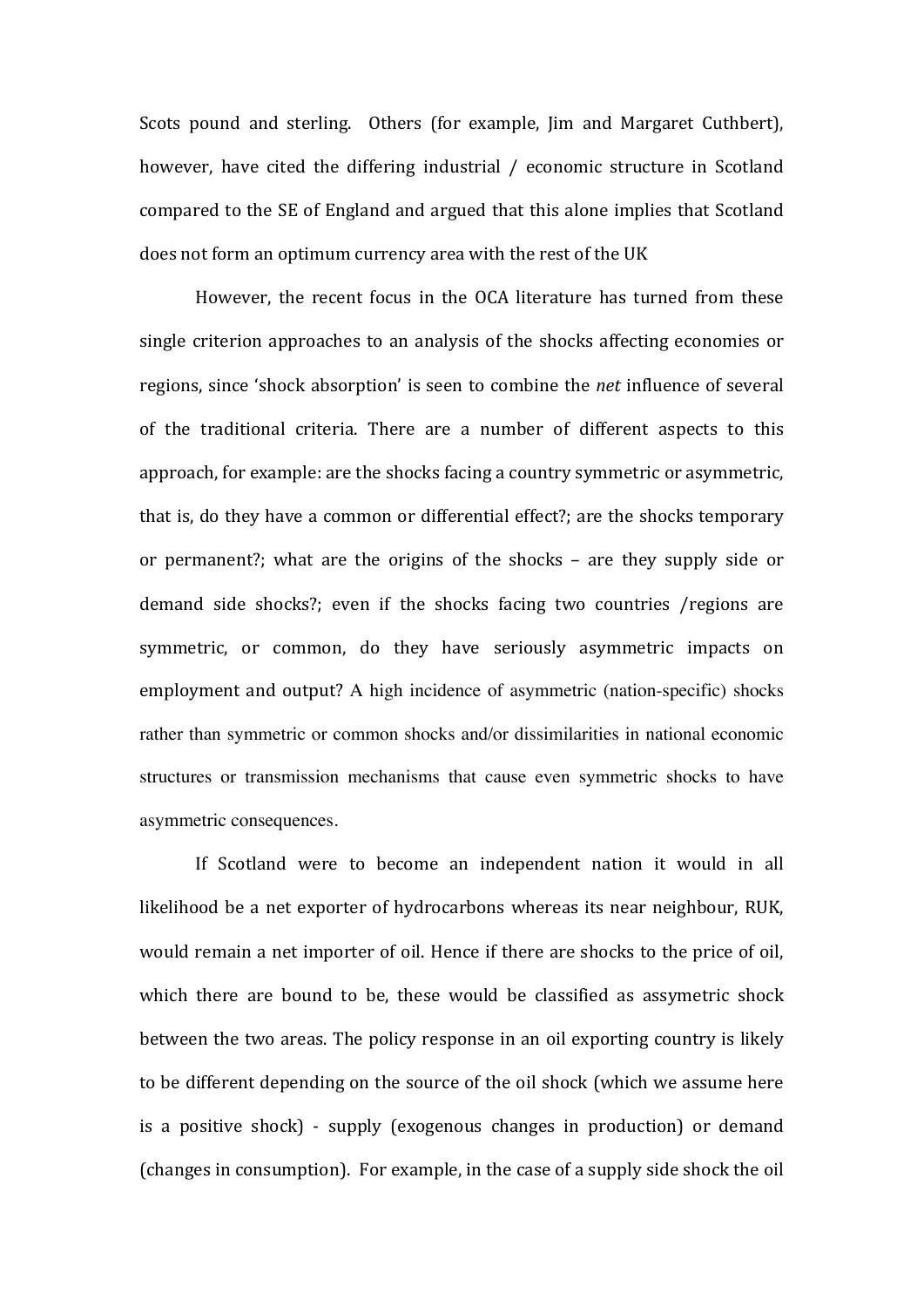Scots pound and sterling. Others (for example, Jim and Margaret Cuthbert), however, have cited the differing industrial / economic structure in Scotland compared to the SE of England and argued that this alone implies that Scotland does not form an optimum currency area with the rest of the UK

However, the recent focus in the OCA literature has turned from these single criterion approaches to an analysis of the shocks affecting economies or regions, since 'shock absorption' is seen to combine the *net* influence of several of the traditional criteria. There are a number of different aspects to this approach, for example: are the shocks facing a country symmetric or asymmetric, that is, do they have a common or differential effect?; are the shocks temporary or permanent?; what are the origins of the shocks – are they supply side or demand side shocks?; even if the shocks facing two countries /regions are symmetric, or common, do they have seriously asymmetric impacts on employment and output? A high incidence of asymmetric (nation-specific) shocks rather than symmetric or common shocks and/or dissimilarities in national economic structures or transmission mechanisms that cause even symmetric shocks to have asymmetric consequences.

If Scotland were to become an independent nation it would in all likelihood be a net exporter of hydrocarbons whereas its near neighbour, RUK, would remain a net importer of oil. Hence if there are shocks to the price of oil, which there are bound to be, these would be classified as assymetric shock between the two areas. The policy response in an oil exporting country is likely to be different depending on the source of the oil shock (which we assume here is a positive shock) - supply (exogenous changes in production) or demand (changes in consumption). For example, in the case of a supply side shock the oil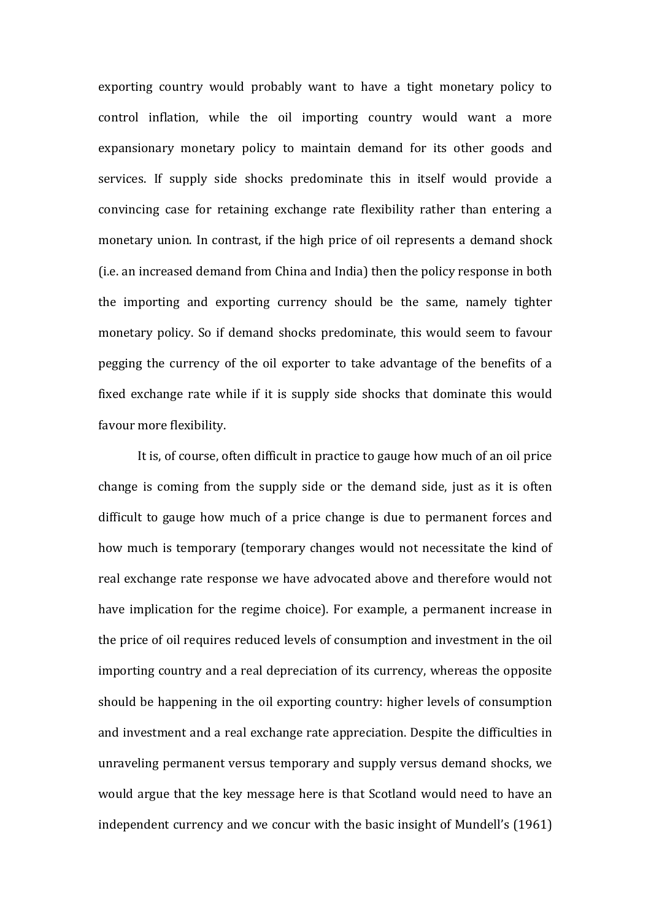exporting country would probably want to have a tight monetary policy to control inflation, while the oil importing country would want a more expansionary monetary policy to maintain demand for its other goods and services. If supply side shocks predominate this in itself would provide a convincing case for retaining exchange rate flexibility rather than entering a monetary union. In contrast, if the high price of oil represents a demand shock (i.e. an increased demand from China and India) then the policy response in both the importing and exporting currency should be the same, namely tighter monetary policy. So if demand shocks predominate, this would seem to favour pegging the currency of the oil exporter to take advantage of the benefits of a fixed exchange rate while if it is supply side shocks that dominate this would favour more flexibility.

It is, of course, often difficult in practice to gauge how much of an oil price change is coming from the supply side or the demand side, just as it is often difficult to gauge how much of a price change is due to permanent forces and how much is temporary (temporary changes would not necessitate the kind of real exchange rate response we have advocated above and therefore would not have implication for the regime choice). For example, a permanent increase in the price of oil requires reduced levels of consumption and investment in the oil importing country and a real depreciation of its currency, whereas the opposite should be happening in the oil exporting country: higher levels of consumption and investment and a real exchange rate appreciation. Despite the difficulties in unraveling permanent versus temporary and supply versus demand shocks, we would argue that the key message here is that Scotland would need to have an independent currency and we concur with the basic insight of Mundell's (1961)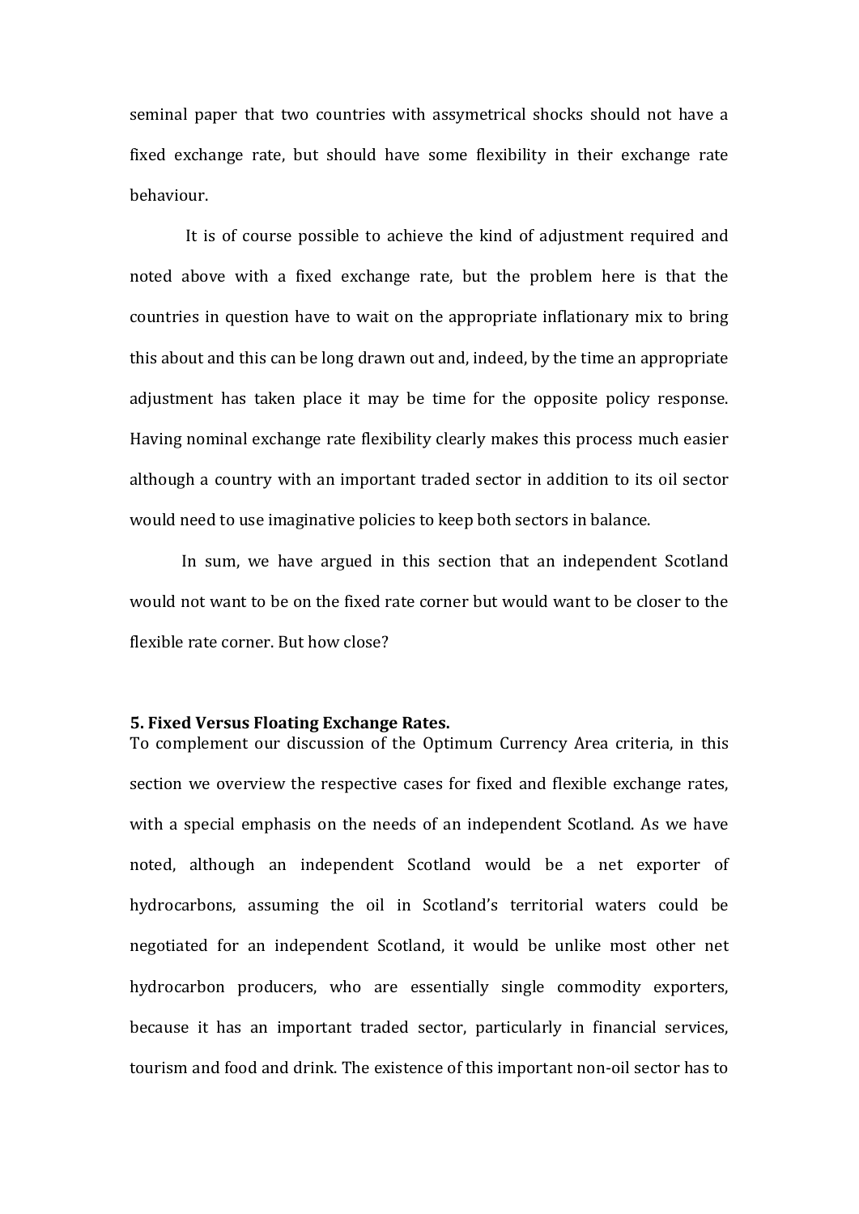seminal paper that two countries with assymetrical shocks should not have a fixed exchange rate, but should have some flexibility in their exchange rate behaviour.

It is of course possible to achieve the kind of adjustment required and noted above with a fixed exchange rate, but the problem here is that the countries in question have to wait on the appropriate inflationary mix to bring this about and this can be long drawn out and, indeed, by the time an appropriate adjustment has taken place it may be time for the opposite policy response. Having nominal exchange rate flexibility clearly makes this process much easier although a country with an important traded sector in addition to its oil sector would need to use imaginative policies to keep both sectors in balance.

In sum, we have argued in this section that an independent Scotland would not want to be on the fixed rate corner but would want to be closer to the flexible rate corner. But how close?

## 5. Fixed Versus Floating Exchange Rates.

To complement our discussion of the Optimum Currency Area criteria, in this section we overview the respective cases for fixed and flexible exchange rates, with a special emphasis on the needs of an independent Scotland. As we have noted, although an independent Scotland would be a net exporter of hydrocarbons, assuming the oil in Scotland's territorial waters could be negotiated for an independent Scotland, it would be unlike most other net hydrocarbon producers, who are essentially single commodity exporters, because it has an important traded sector, particularly in financial services, tourism and food and drink. The existence of this important non-oil sector has to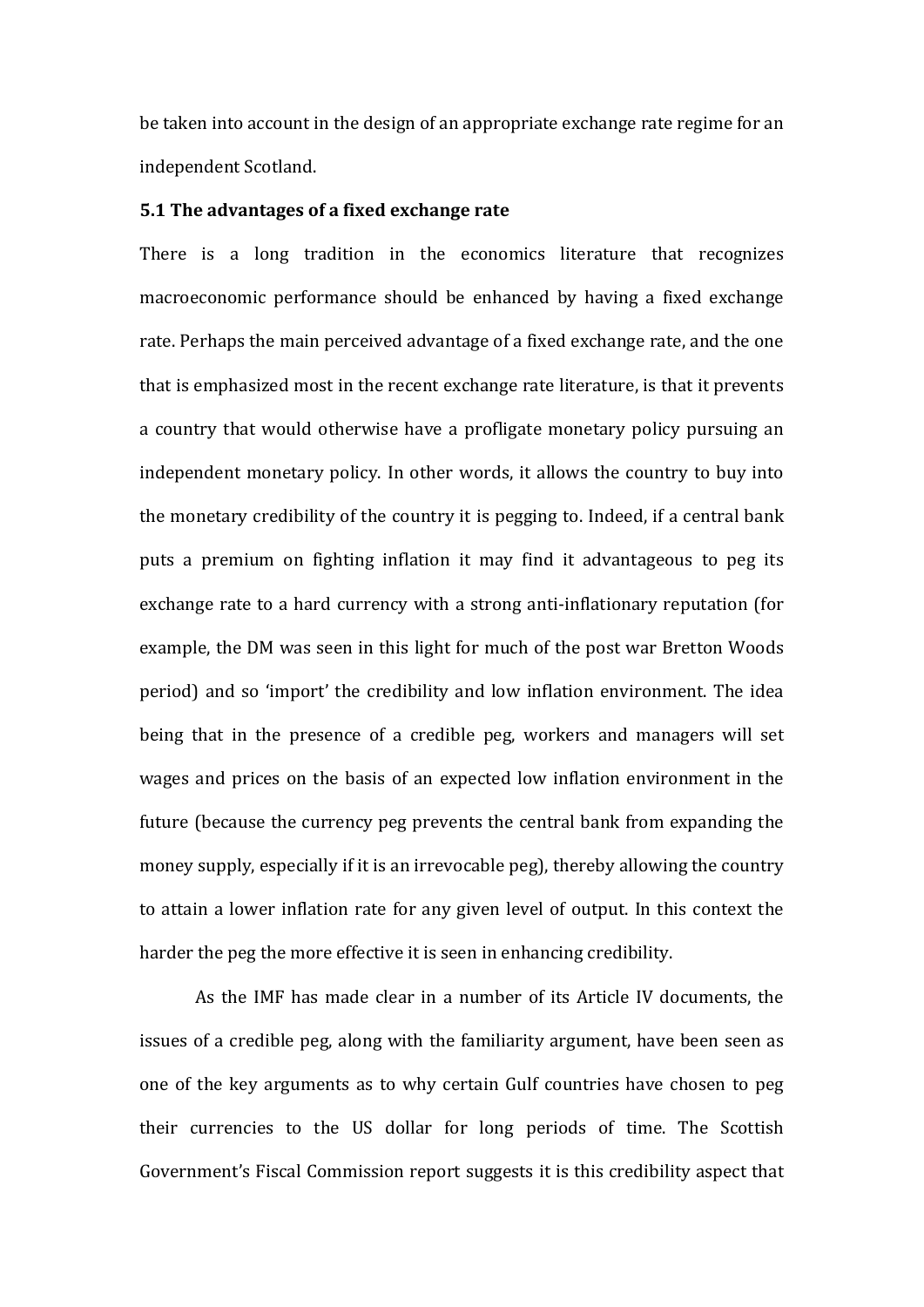be taken into account in the design of an appropriate exchange rate regime for an independent Scotland.

### 5.1 The advantages of a fixed exchange rate

There is a long tradition in the economics literature that recognizes macroeconomic performance should be enhanced by having a fixed exchange rate. Perhaps the main perceived advantage of a fixed exchange rate, and the one that is emphasized most in the recent exchange rate literature, is that it prevents a country that would otherwise have a profligate monetary policy pursuing an independent monetary policy. In other words, it allows the country to buy into the monetary credibility of the country it is pegging to. Indeed, if a central bank puts a premium on fighting inflation it may find it advantageous to peg its exchange rate to a hard currency with a strong anti-inflationary reputation (for example, the DM was seen in this light for much of the post war Bretton Woods period) and so 'import' the credibility and low inflation environment. The idea being that in the presence of a credible peg, workers and managers will set wages and prices on the basis of an expected low inflation environment in the future (because the currency peg prevents the central bank from expanding the money supply, especially if it is an irrevocable peg), thereby allowing the country to attain a lower inflation rate for any given level of output. In this context the harder the peg the more effective it is seen in enhancing credibility.

As the IMF has made clear in a number of its Article IV documents, the issues of a credible peg, along with the familiarity argument, have been seen as one of the key arguments as to why certain Gulf countries have chosen to peg their currencies to the US dollar for long periods of time. The Scottish Government's Fiscal Commission report suggests it is this credibility aspect that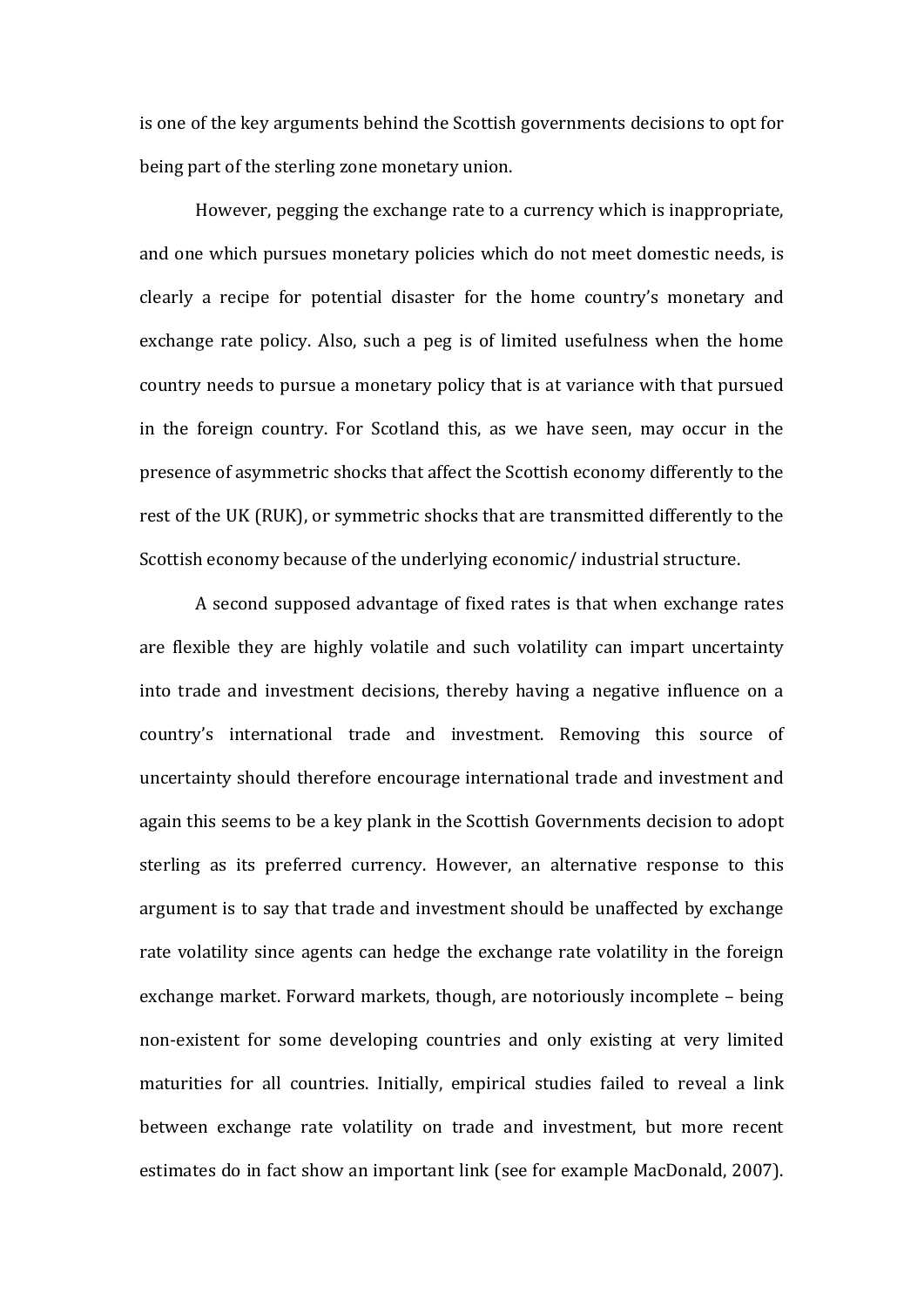is one of the key arguments behind the Scottish governments decisions to opt for being part of the sterling zone monetary union.

However, pegging the exchange rate to a currency which is inappropriate, and one which pursues monetary policies which do not meet domestic needs, is clearly a recipe for potential disaster for the home country's monetary and exchange rate policy. Also, such a peg is of limited usefulness when the home country needs to pursue a monetary policy that is at variance with that pursued in the foreign country. For Scotland this, as we have seen, may occur in the presence of asymmetric shocks that affect the Scottish economy differently to the rest of the UK (RUK), or symmetric shocks that are transmitted differently to the Scottish economy because of the underlying economic/ industrial structure.

A second supposed advantage of fixed rates is that when exchange rates are flexible they are highly volatile and such volatility can impart uncertainty into trade and investment decisions, thereby having a negative influence on a country's international trade and investment. Removing this source of uncertainty should therefore encourage international trade and investment and again this seems to be a key plank in the Scottish Governments decision to adopt sterling as its preferred currency. However, an alternative response to this argument is to say that trade and investment should be unaffected by exchange rate volatility since agents can hedge the exchange rate volatility in the foreign exchange market. Forward markets, though, are notoriously incomplete – being non-existent for some developing countries and only existing at very limited maturities for all countries. Initially, empirical studies failed to reveal a link between exchange rate volatility on trade and investment, but more recent estimates do in fact show an important link (see for example MacDonald, 2007).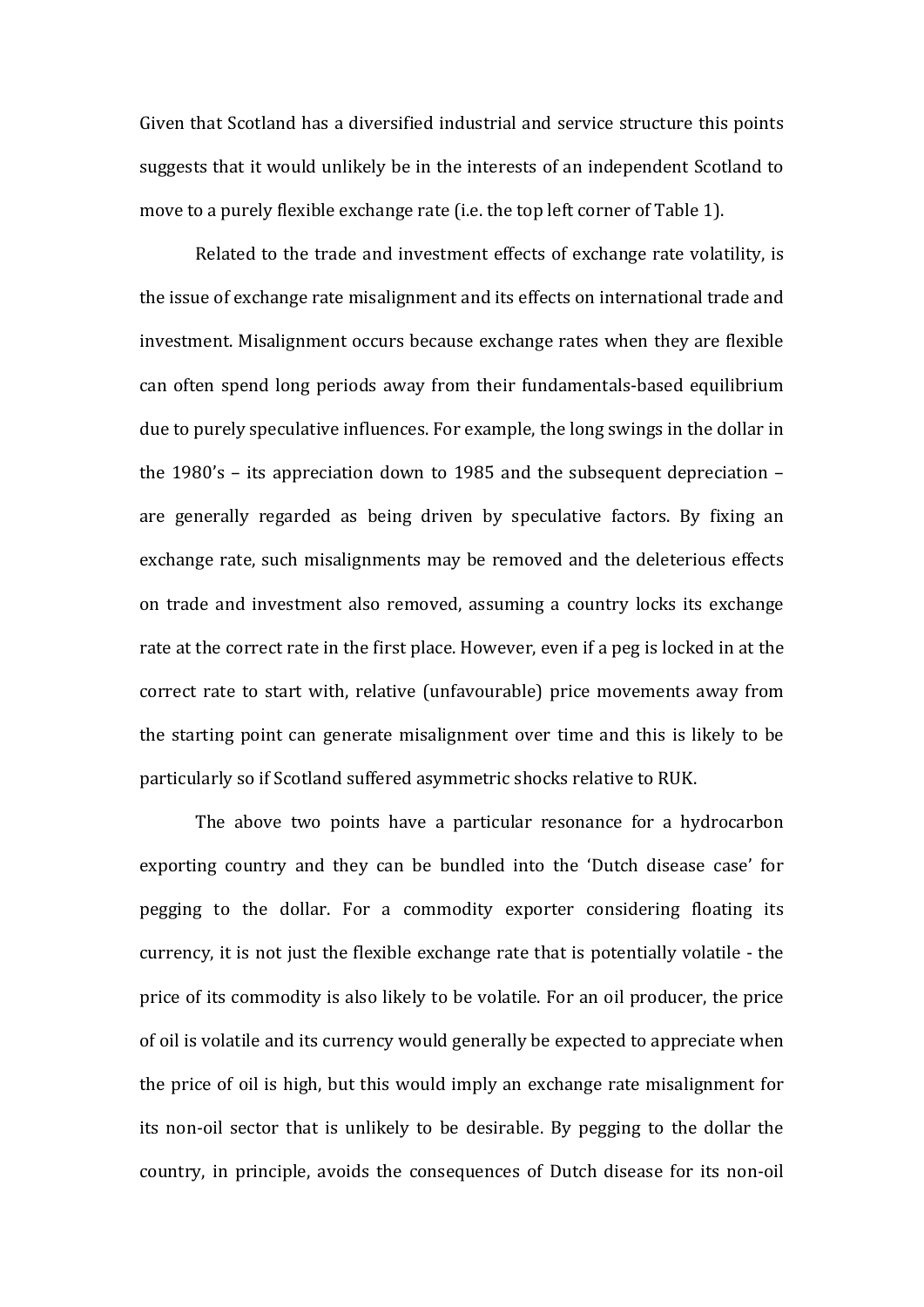Given that Scotland has a diversified industrial and service structure this points suggests that it would unlikely be in the interests of an independent Scotland to move to a purely flexible exchange rate (i.e. the top left corner of Table 1).

Related to the trade and investment effects of exchange rate volatility, is the issue of exchange rate misalignment and its effects on international trade and investment. Misalignment occurs because exchange rates when they are flexible can often spend long periods away from their fundamentals-based equilibrium due to purely speculative influences. For example, the long swings in the dollar in the 1980's – its appreciation down to 1985 and the subsequent depreciation – are generally regarded as being driven by speculative factors. By fixing an exchange rate, such misalignments may be removed and the deleterious effects on trade and investment also removed, assuming a country locks its exchange rate at the correct rate in the first place. However, even if a peg is locked in at the correct rate to start with, relative (unfavourable) price movements away from the starting point can generate misalignment over time and this is likely to be particularly so if Scotland suffered asymmetric shocks relative to RUK.

The above two points have a particular resonance for a hydrocarbon exporting country and they can be bundled into the 'Dutch disease case' for pegging to the dollar. For a commodity exporter considering floating its currency, it is not just the flexible exchange rate that is potentially volatile - the price of its commodity is also likely to be volatile. For an oil producer, the price of oil is volatile and its currency would generally be expected to appreciate when the price of oil is high, but this would imply an exchange rate misalignment for its non-oil sector that is unlikely to be desirable. By pegging to the dollar the country, in principle, avoids the consequences of Dutch disease for its non-oil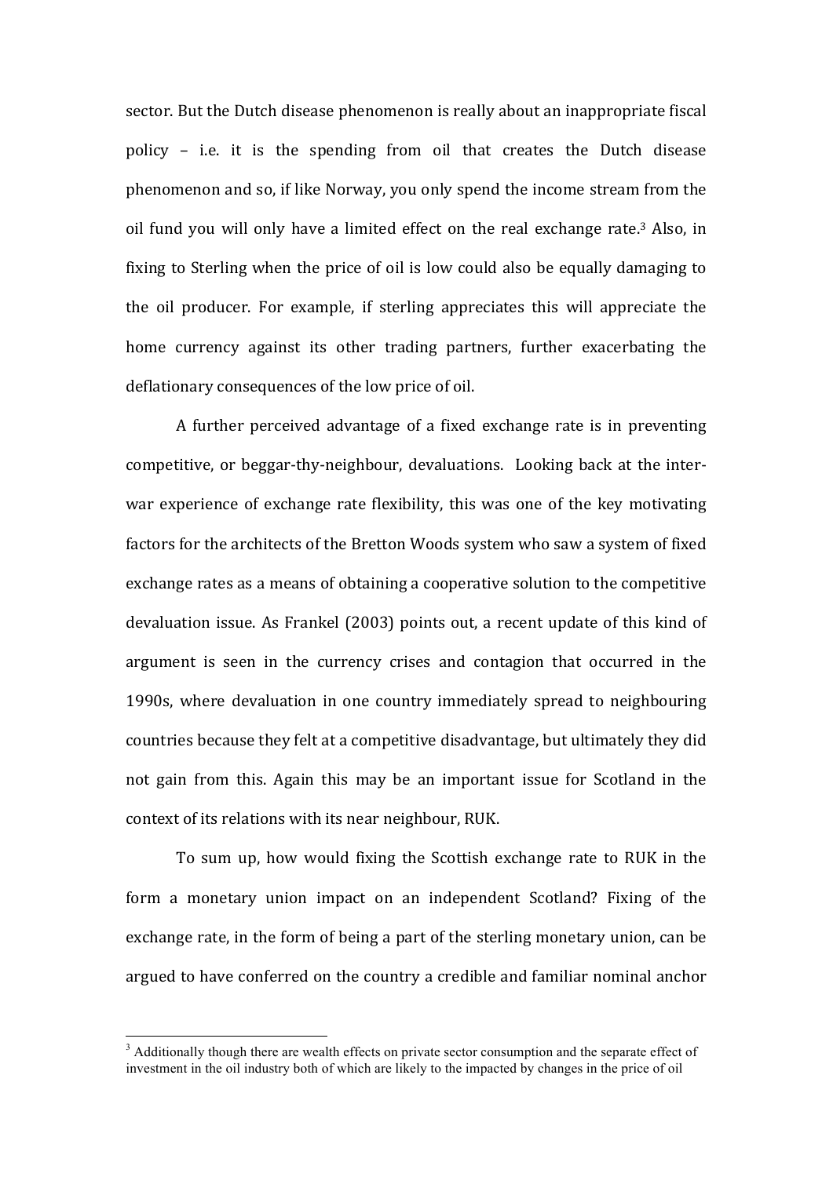sector. But the Dutch disease phenomenon is really about an inappropriate fiscal policy – i.e. it is the spending from oil that creates the Dutch disease phenomenon and so, if like Norway, you only spend the income stream from the oil fund you will only have a limited effect on the real exchange rate.[3] Also, in fixing to Sterling when the price of oil is low could also be equally damaging to the oil producer. For example, if sterling appreciates this will appreciate the home currency against its other trading partners, further exacerbating the deflationary consequences of the low price of oil.

A further perceived advantage of a fixed exchange rate is in preventing competitive, or beggar-thy-neighbour, devaluations. Looking back at the inter-war experience of exchange rate flexibility, this was one of the key motivating factors for the architects of the Bretton Woods system who saw a system of fixed exchange rates as a means of obtaining a cooperative solution to the competitive devaluation issue. As Frankel (2003) points out, a recent update of this kind of argument is seen in the currency crises and contagion that occurred in the 1990s, where devaluation in one country immediately spread to neighbouring countries because they felt at a competitive disadvantage, but ultimately they did not gain from this. Again this may be an important issue for Scotland in the context of its relations with its near neighbour, RUK.

To sum up, how would fixing the Scottish exchange rate to RUK in the form a monetary union impact on an independent Scotland? Fixing of the exchange rate, in the form of being a part of the sterling monetary union, can be argued to have conferred on the country a credible and familiar nominal anchor

[3] Additionally though there are wealth effects on private sector consumption and the separate effect of investment in the oil industry both of which are likely to the impacted by changes in the price of oil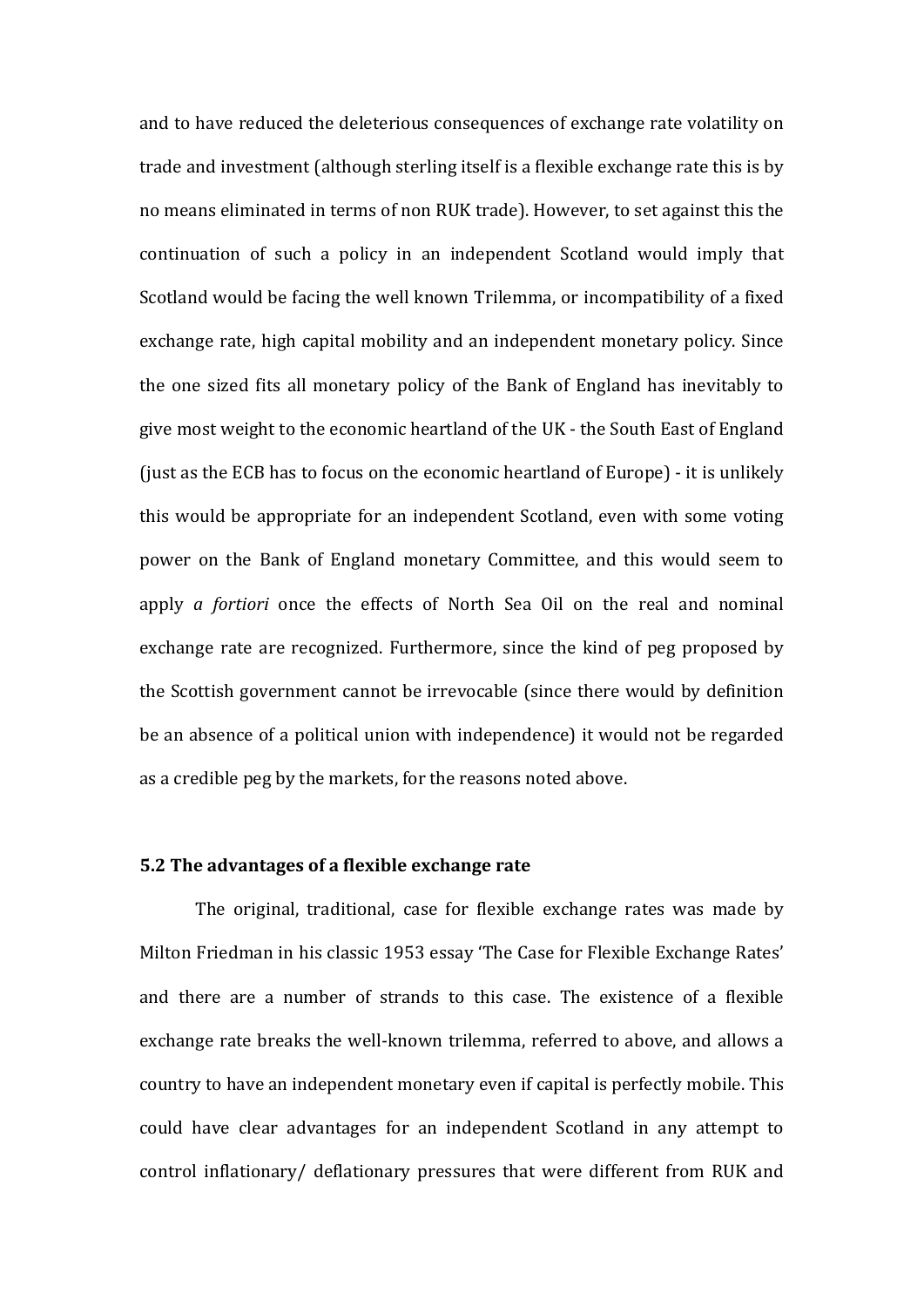and to have reduced the deleterious consequences of exchange rate volatility on trade and investment (although sterling itself is a flexible exchange rate this is by no means eliminated in terms of non RUK trade). However, to set against this the continuation of such a policy in an independent Scotland would imply that Scotland would be facing the well known Trilemma, or incompatibility of a fixed exchange rate, high capital mobility and an independent monetary policy. Since the one sized fits all monetary policy of the Bank of England has inevitably to give most weight to the economic heartland of the UK - the South East of England (just as the ECB has to focus on the economic heartland of Europe) - it is unlikely this would be appropriate for an independent Scotland, even with some voting power on the Bank of England monetary Committee, and this would seem to apply *a fortiori* once the effects of North Sea Oil on the real and nominal exchange rate are recognized. Furthermore, since the kind of peg proposed by the Scottish government cannot be irrevocable (since there would by definition be an absence of a political union with independence) it would not be regarded as a credible peg by the markets, for the reasons noted above.

### 5.2 The advantages of a flexible exchange rate

The original, traditional, case for flexible exchange rates was made by Milton Friedman in his classic 1953 essay 'The Case for Flexible Exchange Rates' and there are a number of strands to this case. The existence of a flexible exchange rate breaks the well-known trilemma, referred to above, and allows a country to have an independent monetary even if capital is perfectly mobile. This could have clear advantages for an independent Scotland in any attempt to control inflationary/ deflationary pressures that were different from RUK and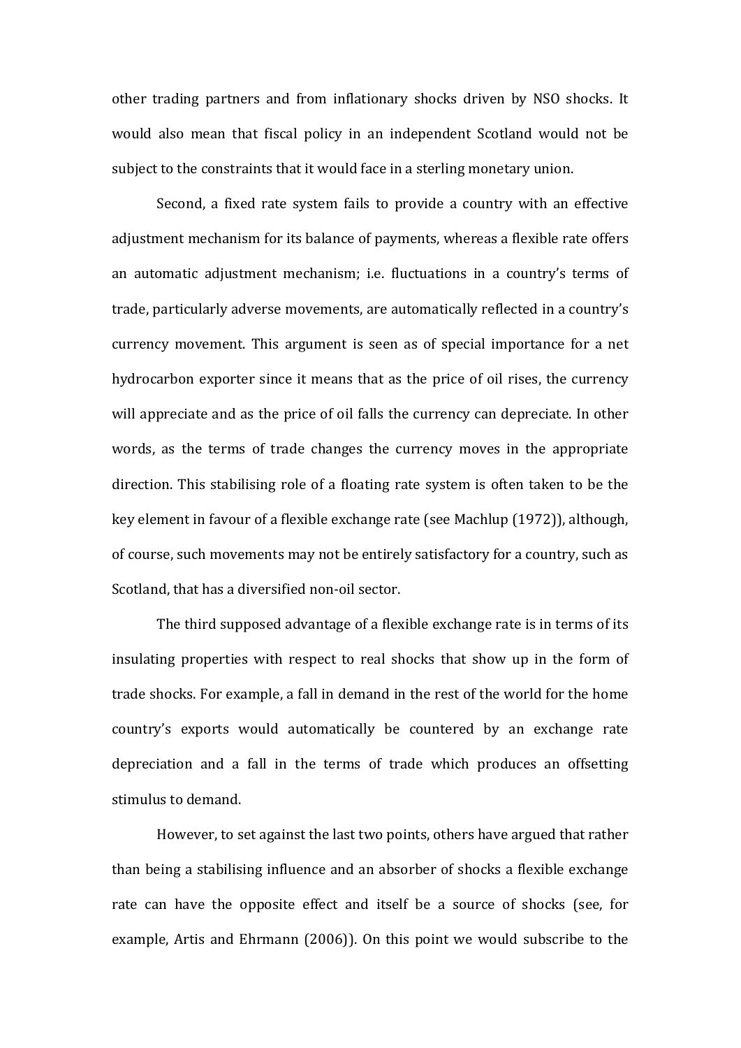other trading partners and from inflationary shocks driven by NSO shocks. It would also mean that fiscal policy in an independent Scotland would not be subject to the constraints that it would face in a sterling monetary union.

Second, a fixed rate system fails to provide a country with an effective adjustment mechanism for its balance of payments, whereas a flexible rate offers an automatic adjustment mechanism; i.e. fluctuations in a country's terms of trade, particularly adverse movements, are automatically reflected in a country's currency movement. This argument is seen as of special importance for a net hydrocarbon exporter since it means that as the price of oil rises, the currency will appreciate and as the price of oil falls the currency can depreciate. In other words, as the terms of trade changes the currency moves in the appropriate direction. This stabilising role of a floating rate system is often taken to be the key element in favour of a flexible exchange rate (see Machlup (1972)), although, of course, such movements may not be entirely satisfactory for a country, such as Scotland, that has a diversified non-oil sector.

The third supposed advantage of a flexible exchange rate is in terms of its insulating properties with respect to real shocks that show up in the form of trade shocks. For example, a fall in demand in the rest of the world for the home country's exports would automatically be countered by an exchange rate depreciation and a fall in the terms of trade which produces an offsetting stimulus to demand.

However, to set against the last two points, others have argued that rather than being a stabilising influence and an absorber of shocks a flexible exchange rate can have the opposite effect and itself be a source of shocks (see, for example, Artis and Ehrmann (2006)). On this point we would subscribe to the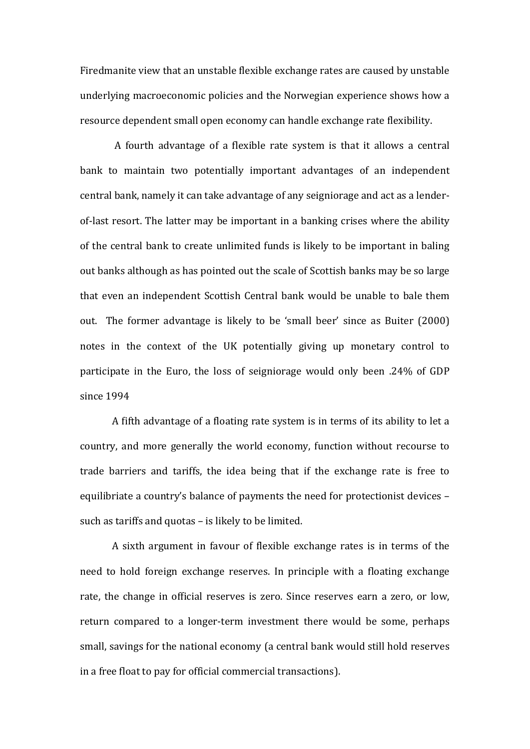Firedmanite view that an unstable flexible exchange rates are caused by unstable underlying macroeconomic policies and the Norwegian experience shows how a resource dependent small open economy can handle exchange rate flexibility.

A fourth advantage of a flexible rate system is that it allows a central bank to maintain two potentially important advantages of an independent central bank, namely it can take advantage of any seigniorage and act as a lender-of-last resort. The latter may be important in a banking crises where the ability of the central bank to create unlimited funds is likely to be important in baling out banks although as has pointed out the scale of Scottish banks may be so large that even an independent Scottish Central bank would be unable to bale them out. The former advantage is likely to be 'small beer' since as Buiter (2000) notes in the context of the UK potentially giving up monetary control to participate in the Euro, the loss of seigniorage would only been .24% of GDP since 1994

A fifth advantage of a floating rate system is in terms of its ability to let a country, and more generally the world economy, function without recourse to trade barriers and tariffs, the idea being that if the exchange rate is free to equilibriate a country's balance of payments the need for protectionist devices – such as tariffs and quotas – is likely to be limited.

A sixth argument in favour of flexible exchange rates is in terms of the need to hold foreign exchange reserves. In principle with a floating exchange rate, the change in official reserves is zero. Since reserves earn a zero, or low, return compared to a longer-term investment there would be some, perhaps small, savings for the national economy (a central bank would still hold reserves in a free float to pay for official commercial transactions).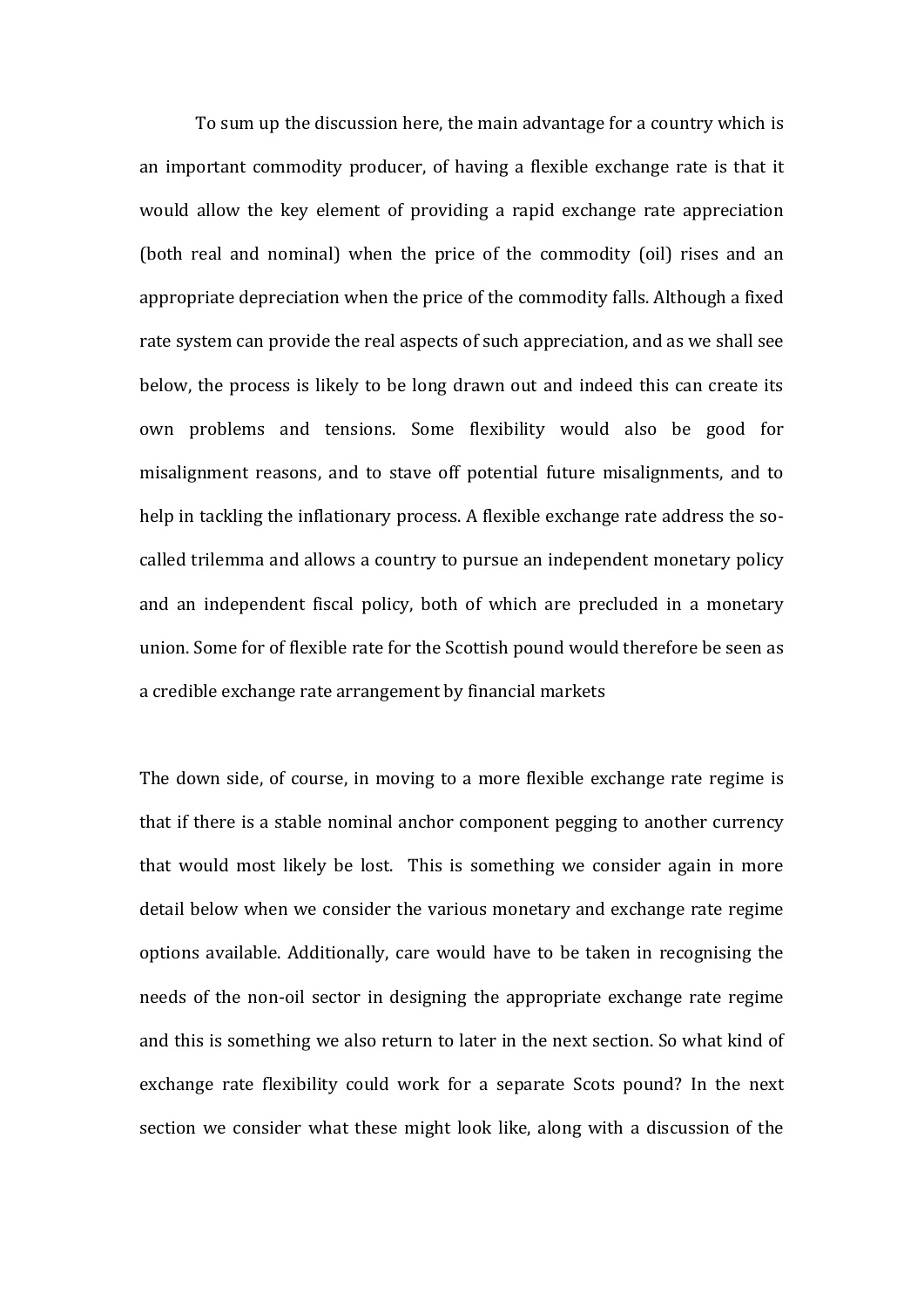To sum up the discussion here, the main advantage for a country which is an important commodity producer, of having a flexible exchange rate is that it would allow the key element of providing a rapid exchange rate appreciation (both real and nominal) when the price of the commodity (oil) rises and an appropriate depreciation when the price of the commodity falls. Although a fixed rate system can provide the real aspects of such appreciation, and as we shall see below, the process is likely to be long drawn out and indeed this can create its own problems and tensions. Some flexibility would also be good for misalignment reasons, and to stave off potential future misalignments, and to help in tackling the inflationary process. A flexible exchange rate address the so-called trilemma and allows a country to pursue an independent monetary policy and an independent fiscal policy, both of which are precluded in a monetary union. Some for of flexible rate for the Scottish pound would therefore be seen as a credible exchange rate arrangement by financial markets

The down side, of course, in moving to a more flexible exchange rate regime is that if there is a stable nominal anchor component pegging to another currency that would most likely be lost. This is something we consider again in more detail below when we consider the various monetary and exchange rate regime options available. Additionally, care would have to be taken in recognising the needs of the non-oil sector in designing the appropriate exchange rate regime and this is something we also return to later in the next section. So what kind of exchange rate flexibility could work for a separate Scots pound? In the next section we consider what these might look like, along with a discussion of the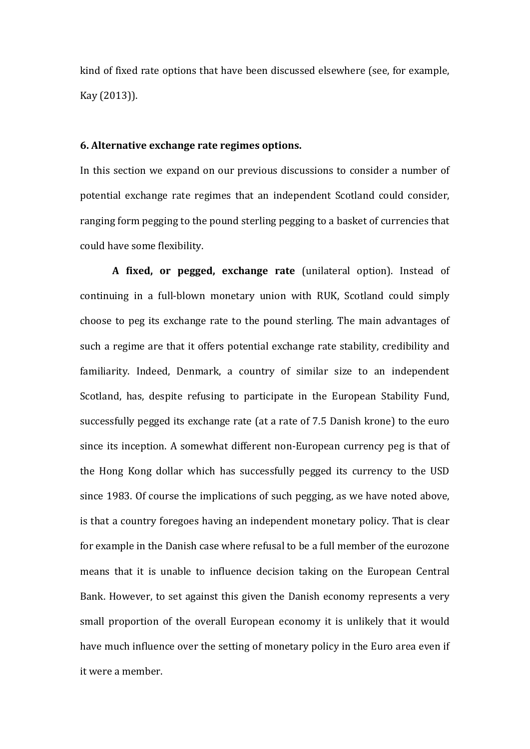kind of fixed rate options that have been discussed elsewhere (see, for example, Kay (2013)).

## 6. Alternative exchange rate regimes options.

In this section we expand on our previous discussions to consider a number of potential exchange rate regimes that an independent Scotland could consider, ranging form pegging to the pound sterling pegging to a basket of currencies that could have some flexibility.

**A fixed, or pegged, exchange rate** (unilateral option). Instead of continuing in a full-blown monetary union with RUK, Scotland could simply choose to peg its exchange rate to the pound sterling. The main advantages of such a regime are that it offers potential exchange rate stability, credibility and familiarity. Indeed, Denmark, a country of similar size to an independent Scotland, has, despite refusing to participate in the European Stability Fund, successfully pegged its exchange rate (at a rate of 7.5 Danish krone) to the euro since its inception. A somewhat different non-European currency peg is that of the Hong Kong dollar which has successfully pegged its currency to the USD since 1983. Of course the implications of such pegging, as we have noted above, is that a country foregoes having an independent monetary policy. That is clear for example in the Danish case where refusal to be a full member of the eurozone means that it is unable to influence decision taking on the European Central Bank. However, to set against this given the Danish economy represents a very small proportion of the overall European economy it is unlikely that it would have much influence over the setting of monetary policy in the Euro area even if it were a member.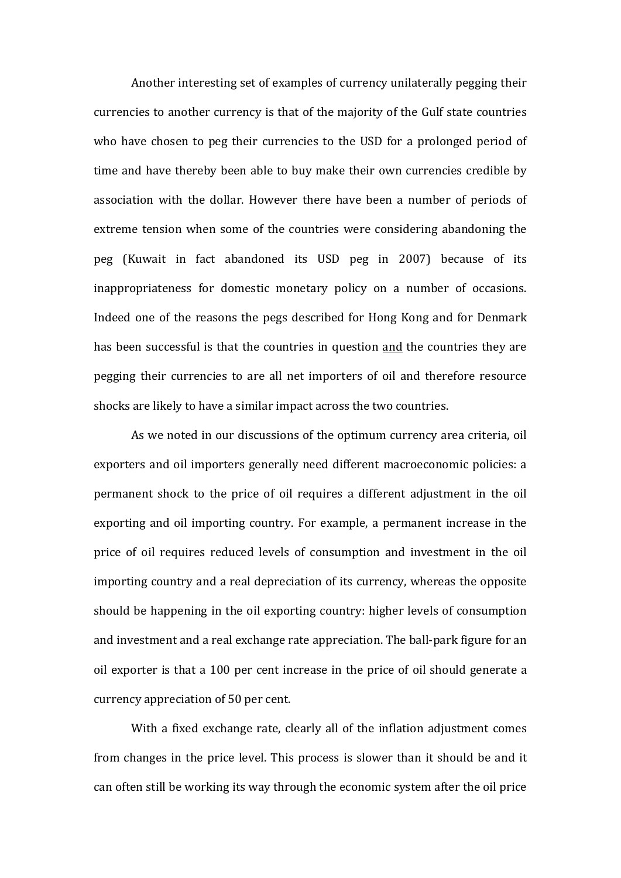Another interesting set of examples of currency unilaterally pegging their currencies to another currency is that of the majority of the Gulf state countries who have chosen to peg their currencies to the USD for a prolonged period of time and have thereby been able to buy make their own currencies credible by association with the dollar. However there have been a number of periods of extreme tension when some of the countries were considering abandoning the peg (Kuwait in fact abandoned its USD peg in 2007) because of its inappropriateness for domestic monetary policy on a number of occasions. Indeed one of the reasons the pegs described for Hong Kong and for Denmark has been successful is that the countries in question <u>and</u> the countries they are pegging their currencies to are all net importers of oil and therefore resource shocks are likely to have a similar impact across the two countries.

As we noted in our discussions of the optimum currency area criteria, oil exporters and oil importers generally need different macroeconomic policies: a permanent shock to the price of oil requires a different adjustment in the oil exporting and oil importing country. For example, a permanent increase in the price of oil requires reduced levels of consumption and investment in the oil importing country and a real depreciation of its currency, whereas the opposite should be happening in the oil exporting country: higher levels of consumption and investment and a real exchange rate appreciation. The ball-park figure for an oil exporter is that a 100 per cent increase in the price of oil should generate a currency appreciation of 50 per cent.

With a fixed exchange rate, clearly all of the inflation adjustment comes from changes in the price level. This process is slower than it should be and it can often still be working its way through the economic system after the oil price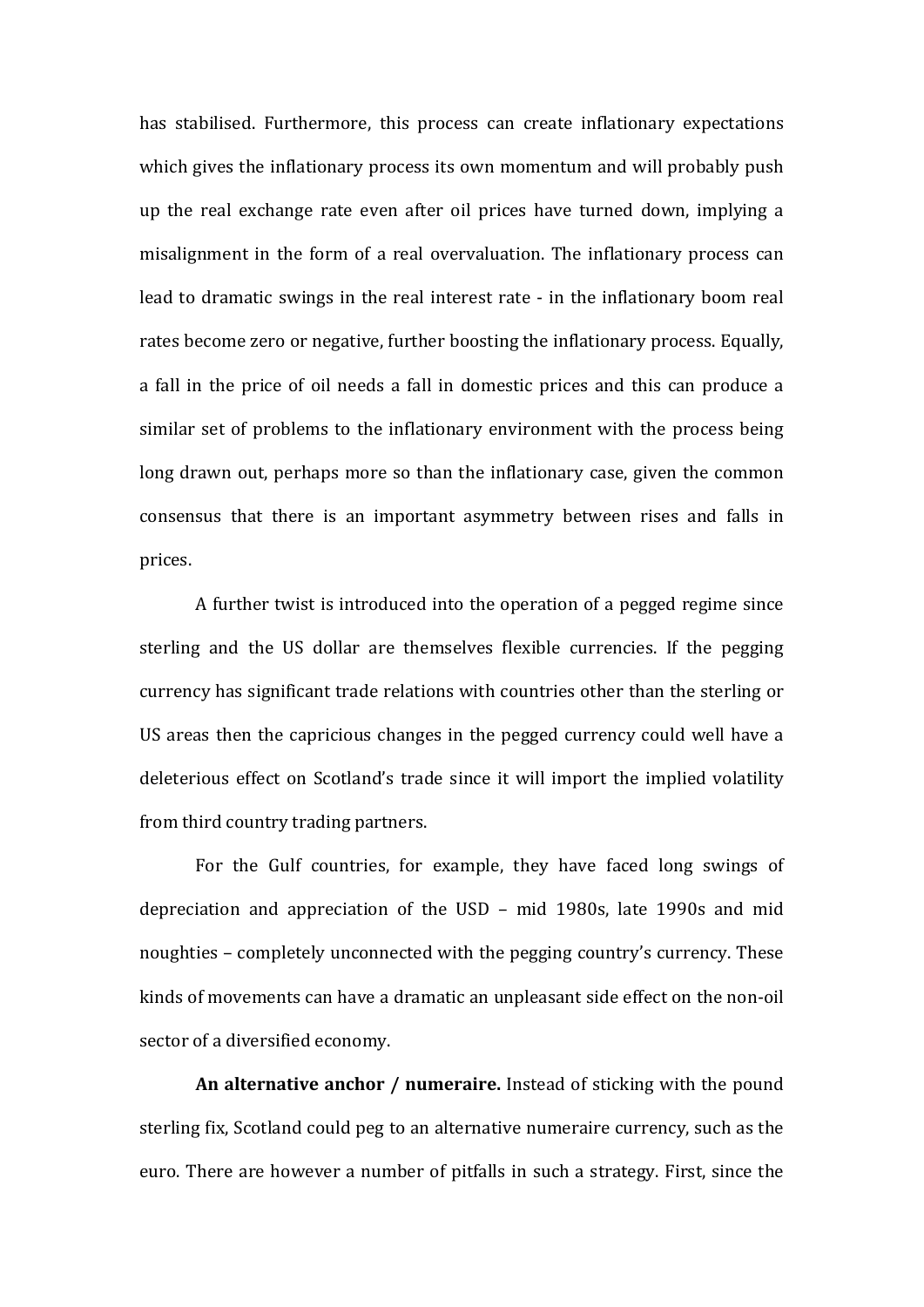has stabilised. Furthermore, this process can create inflationary expectations which gives the inflationary process its own momentum and will probably push up the real exchange rate even after oil prices have turned down, implying a misalignment in the form of a real overvaluation. The inflationary process can lead to dramatic swings in the real interest rate - in the inflationary boom real rates become zero or negative, further boosting the inflationary process. Equally, a fall in the price of oil needs a fall in domestic prices and this can produce a similar set of problems to the inflationary environment with the process being long drawn out, perhaps more so than the inflationary case, given the common consensus that there is an important asymmetry between rises and falls in prices.

A further twist is introduced into the operation of a pegged regime since sterling and the US dollar are themselves flexible currencies. If the pegging currency has significant trade relations with countries other than the sterling or US areas then the capricious changes in the pegged currency could well have a deleterious effect on Scotland's trade since it will import the implied volatility from third country trading partners.

For the Gulf countries, for example, they have faced long swings of depreciation and appreciation of the USD – mid 1980s, late 1990s and mid noughties – completely unconnected with the pegging country's currency. These kinds of movements can have a dramatic an unpleasant side effect on the non-oil sector of a diversified economy.

**An alternative anchor / numeraire.** Instead of sticking with the pound sterling fix, Scotland could peg to an alternative numeraire currency, such as the euro. There are however a number of pitfalls in such a strategy. First, since the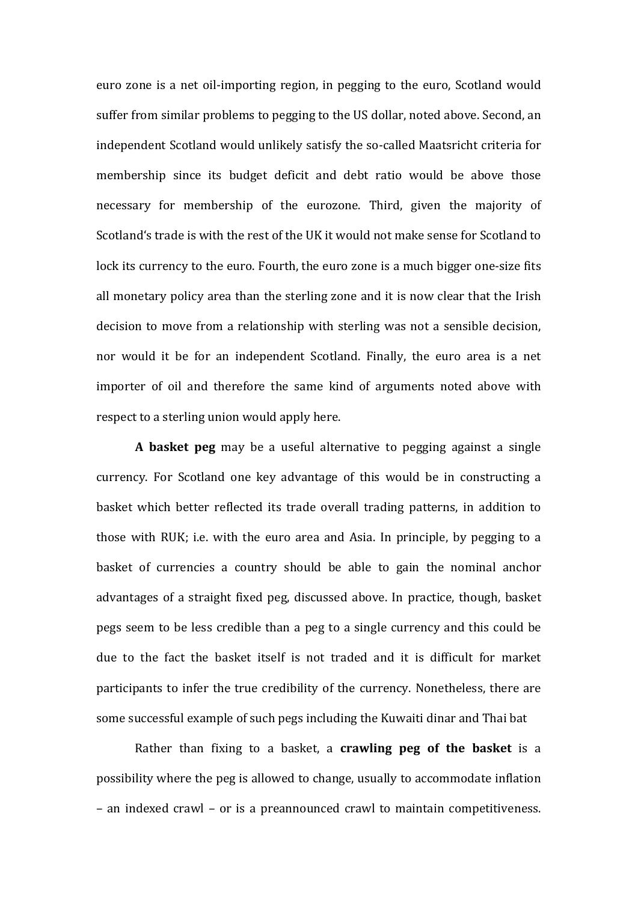euro zone is a net oil-importing region, in pegging to the euro, Scotland would suffer from similar problems to pegging to the US dollar, noted above. Second, an independent Scotland would unlikely satisfy the so-called Maatsricht criteria for membership since its budget deficit and debt ratio would be above those necessary for membership of the eurozone. Third, given the majority of Scotland's trade is with the rest of the UK it would not make sense for Scotland to lock its currency to the euro. Fourth, the euro zone is a much bigger one-size fits all monetary policy area than the sterling zone and it is now clear that the Irish decision to move from a relationship with sterling was not a sensible decision, nor would it be for an independent Scotland. Finally, the euro area is a net importer of oil and therefore the same kind of arguments noted above with respect to a sterling union would apply here.

**A basket peg** may be a useful alternative to pegging against a single currency. For Scotland one key advantage of this would be in constructing a basket which better reflected its trade overall trading patterns, in addition to those with RUK; i.e. with the euro area and Asia. In principle, by pegging to a basket of currencies a country should be able to gain the nominal anchor advantages of a straight fixed peg, discussed above. In practice, though, basket pegs seem to be less credible than a peg to a single currency and this could be due to the fact the basket itself is not traded and it is difficult for market participants to infer the true credibility of the currency. Nonetheless, there are some successful example of such pegs including the Kuwaiti dinar and Thai bat

Rather than fixing to a basket, a **crawling peg of the basket** is a possibility where the peg is allowed to change, usually to accommodate inflation – an indexed crawl – or is a preannounced crawl to maintain competitiveness.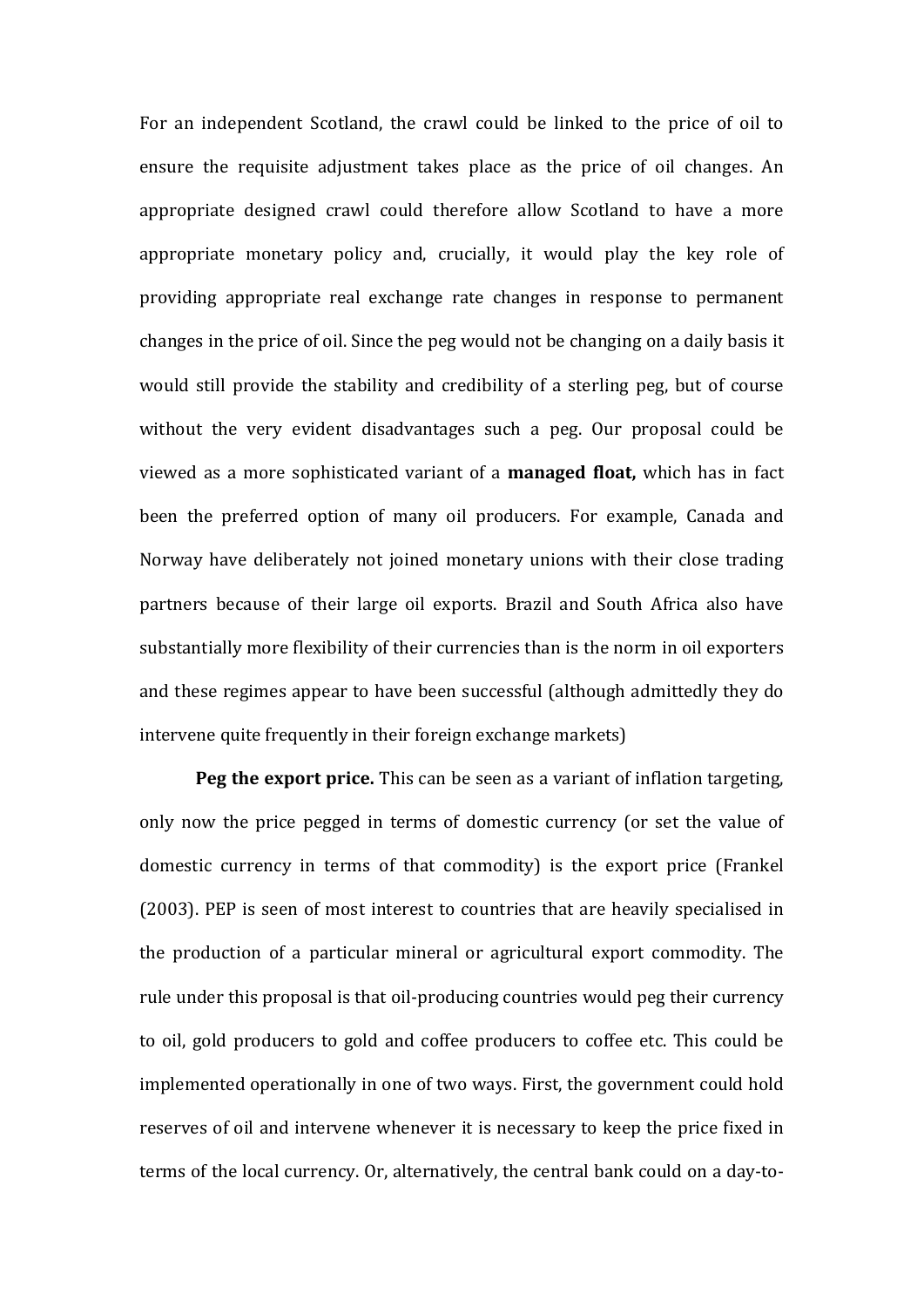For an independent Scotland, the crawl could be linked to the price of oil to ensure the requisite adjustment takes place as the price of oil changes. An appropriate designed crawl could therefore allow Scotland to have a more appropriate monetary policy and, crucially, it would play the key role of providing appropriate real exchange rate changes in response to permanent changes in the price of oil. Since the peg would not be changing on a daily basis it would still provide the stability and credibility of a sterling peg, but of course without the very evident disadvantages such a peg. Our proposal could be viewed as a more sophisticated variant of a **managed float,** which has in fact been the preferred option of many oil producers. For example, Canada and Norway have deliberately not joined monetary unions with their close trading partners because of their large oil exports. Brazil and South Africa also have substantially more flexibility of their currencies than is the norm in oil exporters and these regimes appear to have been successful (although admittedly they do intervene quite frequently in their foreign exchange markets)

**Peg the export price.** This can be seen as a variant of inflation targeting, only now the price pegged in terms of domestic currency (or set the value of domestic currency in terms of that commodity) is the export price (Frankel (2003). PEP is seen of most interest to countries that are heavily specialised in the production of a particular mineral or agricultural export commodity. The rule under this proposal is that oil-producing countries would peg their currency to oil, gold producers to gold and coffee producers to coffee etc. This could be implemented operationally in one of two ways. First, the government could hold reserves of oil and intervene whenever it is necessary to keep the price fixed in terms of the local currency. Or, alternatively, the central bank could on a day-to-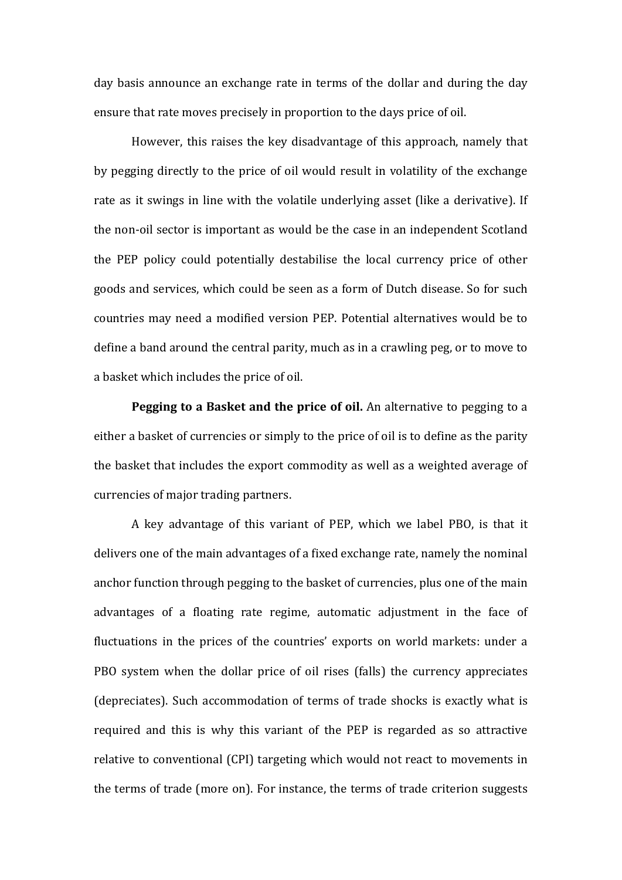day basis announce an exchange rate in terms of the dollar and during the day ensure that rate moves precisely in proportion to the days price of oil.

However, this raises the key disadvantage of this approach, namely that by pegging directly to the price of oil would result in volatility of the exchange rate as it swings in line with the volatile underlying asset (like a derivative). If the non-oil sector is important as would be the case in an independent Scotland the PEP policy could potentially destabilise the local currency price of other goods and services, which could be seen as a form of Dutch disease. So for such countries may need a modified version PEP. Potential alternatives would be to define a band around the central parity, much as in a crawling peg, or to move to a basket which includes the price of oil.

**Pegging to a Basket and the price of oil.** An alternative to pegging to a either a basket of currencies or simply to the price of oil is to define as the parity the basket that includes the export commodity as well as a weighted average of currencies of major trading partners.

A key advantage of this variant of PEP, which we label PBO, is that it delivers one of the main advantages of a fixed exchange rate, namely the nominal anchor function through pegging to the basket of currencies, plus one of the main advantages of a floating rate regime, automatic adjustment in the face of fluctuations in the prices of the countries' exports on world markets: under a PBO system when the dollar price of oil rises (falls) the currency appreciates (depreciates). Such accommodation of terms of trade shocks is exactly what is required and this is why this variant of the PEP is regarded as so attractive relative to conventional (CPI) targeting which would not react to movements in the terms of trade (more on). For instance, the terms of trade criterion suggests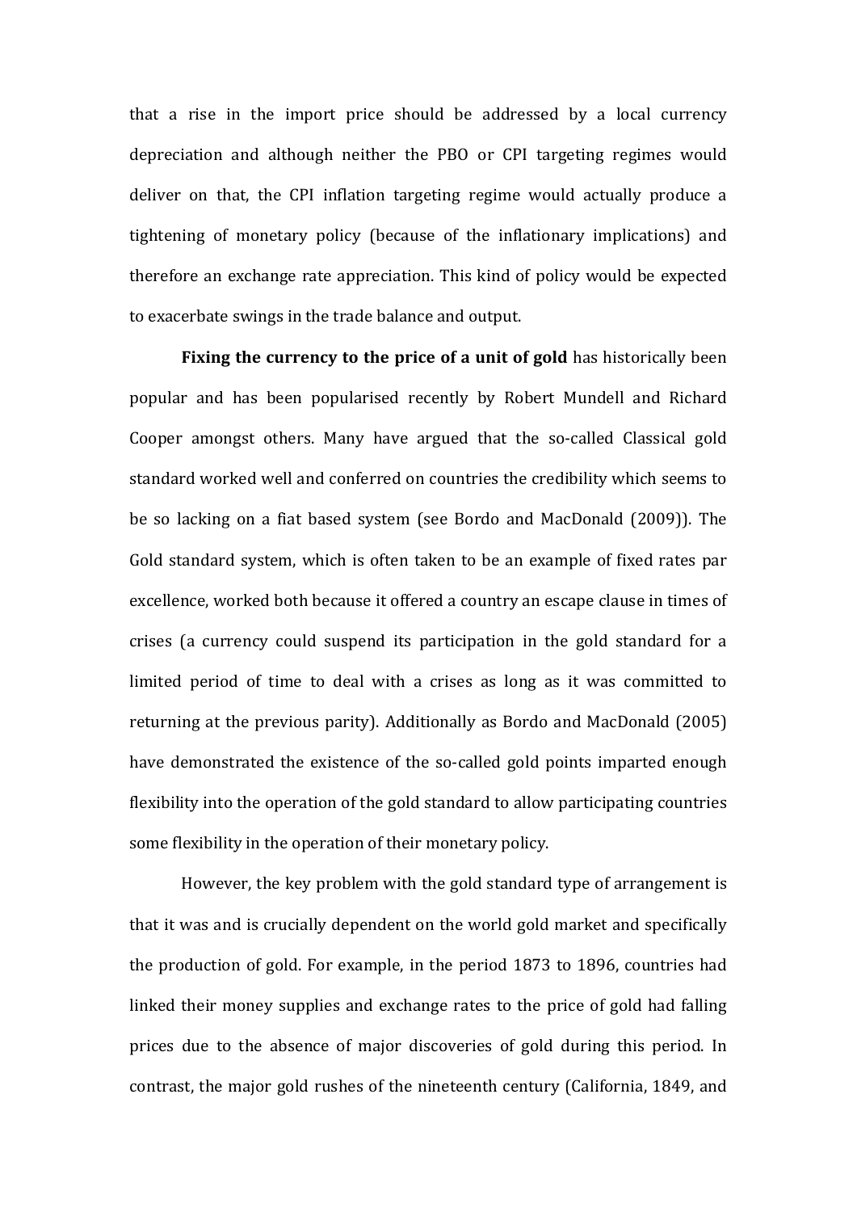that a rise in the import price should be addressed by a local currency depreciation and although neither the PBO or CPI targeting regimes would deliver on that, the CPI inflation targeting regime would actually produce a tightening of monetary policy (because of the inflationary implications) and therefore an exchange rate appreciation. This kind of policy would be expected to exacerbate swings in the trade balance and output.

**Fixing the currency to the price of a unit of gold** has historically been popular and has been popularised recently by Robert Mundell and Richard Cooper amongst others. Many have argued that the so-called Classical gold standard worked well and conferred on countries the credibility which seems to be so lacking on a fiat based system (see Bordo and MacDonald (2009)). The Gold standard system, which is often taken to be an example of fixed rates par excellence, worked both because it offered a country an escape clause in times of crises (a currency could suspend its participation in the gold standard for a limited period of time to deal with a crises as long as it was committed to returning at the previous parity). Additionally as Bordo and MacDonald (2005) have demonstrated the existence of the so-called gold points imparted enough flexibility into the operation of the gold standard to allow participating countries some flexibility in the operation of their monetary policy.

However, the key problem with the gold standard type of arrangement is that it was and is crucially dependent on the world gold market and specifically the production of gold. For example, in the period 1873 to 1896, countries had linked their money supplies and exchange rates to the price of gold had falling prices due to the absence of major discoveries of gold during this period. In contrast, the major gold rushes of the nineteenth century (California, 1849, and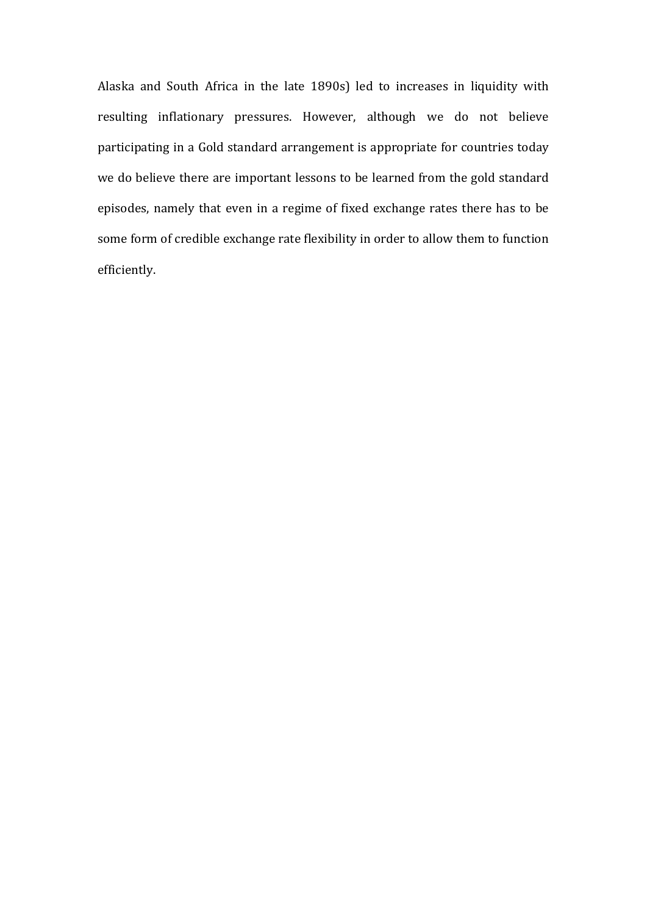Alaska and South Africa in the late 1890s) led to increases in liquidity with resulting inflationary pressures. However, although we do not believe participating in a Gold standard arrangement is appropriate for countries today we do believe there are important lessons to be learned from the gold standard episodes, namely that even in a regime of fixed exchange rates there has to be some form of credible exchange rate flexibility in order to allow them to function efficiently.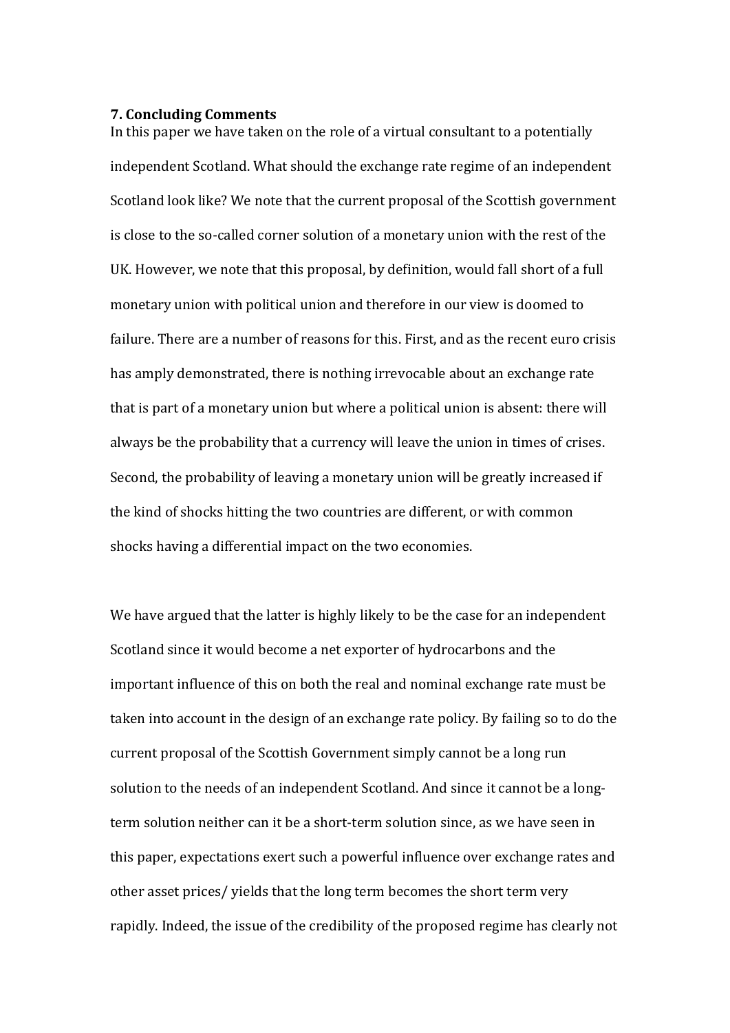### 7. Concluding Comments

In this paper we have taken on the role of a virtual consultant to a potentially independent Scotland. What should the exchange rate regime of an independent Scotland look like? We note that the current proposal of the Scottish government is close to the so-called corner solution of a monetary union with the rest of the UK. However, we note that this proposal, by definition, would fall short of a full monetary union with political union and therefore in our view is doomed to failure. There are a number of reasons for this. First, and as the recent euro crisis has amply demonstrated, there is nothing irrevocable about an exchange rate that is part of a monetary union but where a political union is absent: there will always be the probability that a currency will leave the union in times of crises. Second, the probability of leaving a monetary union will be greatly increased if the kind of shocks hitting the two countries are different, or with common shocks having a differential impact on the two economies.

We have argued that the latter is highly likely to be the case for an independent Scotland since it would become a net exporter of hydrocarbons and the important influence of this on both the real and nominal exchange rate must be taken into account in the design of an exchange rate policy. By failing so to do the current proposal of the Scottish Government simply cannot be a long run solution to the needs of an independent Scotland. And since it cannot be a long-term solution neither can it be a short-term solution since, as we have seen in this paper, expectations exert such a powerful influence over exchange rates and other asset prices/ yields that the long term becomes the short term very rapidly. Indeed, the issue of the credibility of the proposed regime has clearly not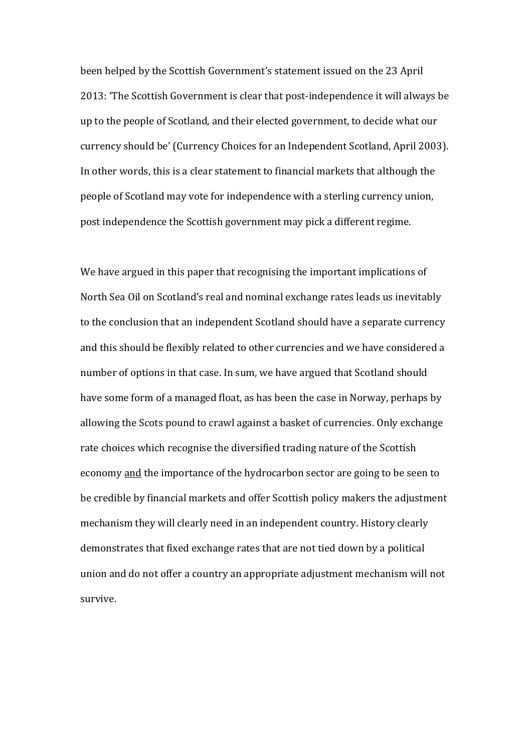been helped by the Scottish Government's statement issued on the 23 April 2013: 'The Scottish Government is clear that post-independence it will always be up to the people of Scotland, and their elected government, to decide what our currency should be' (Currency Choices for an Independent Scotland, April 2003). In other words, this is a clear statement to financial markets that although the people of Scotland may vote for independence with a sterling currency union, post independence the Scottish government may pick a different regime.

We have argued in this paper that recognising the important implications of North Sea Oil on Scotland's real and nominal exchange rates leads us inevitably to the conclusion that an independent Scotland should have a separate currency and this should be flexibly related to other currencies and we have considered a number of options in that case. In sum, we have argued that Scotland should have some form of a managed float, as has been the case in Norway, perhaps by allowing the Scots pound to crawl against a basket of currencies. Only exchange rate choices which recognise the diversified trading nature of the Scottish economy <u>and</u> the importance of the hydrocarbon sector are going to be seen to be credible by financial markets and offer Scottish policy makers the adjustment mechanism they will clearly need in an independent country. History clearly demonstrates that fixed exchange rates that are not tied down by a political union and do not offer a country an appropriate adjustment mechanism will not survive.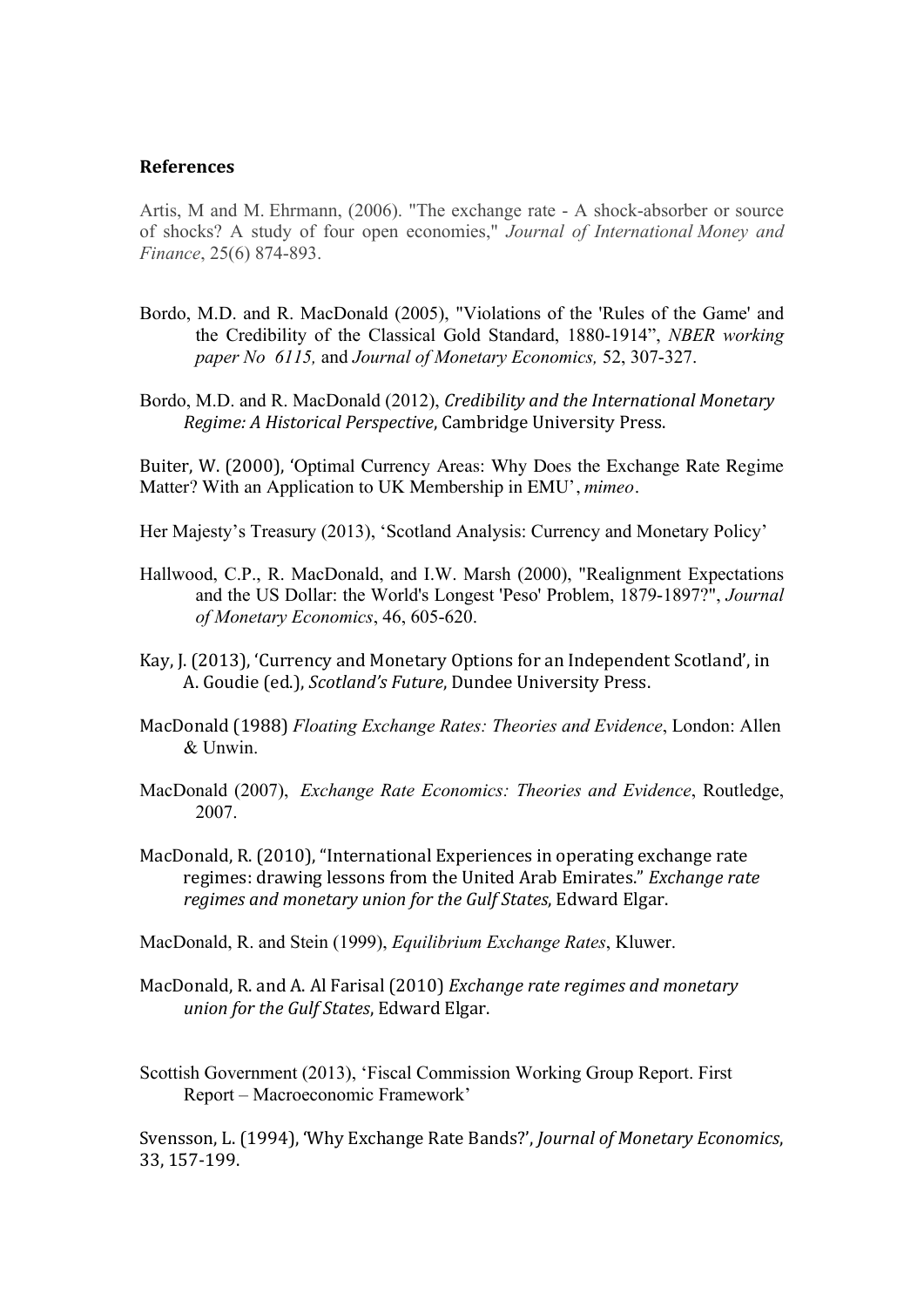## References

Artis, M and M. Ehrmann, (2006). "The exchange rate - A shock-absorber or source of shocks? A study of four open economies," *Journal of International Money and Finance*, 25(6) 874-893.

Bordo, M.D. and R. MacDonald (2005), "Violations of the 'Rules of the Game' and the Credibility of the Classical Gold Standard, 1880-1914", *NBER working paper No 6115,* and *Journal of Monetary Economics,* 52, 307-327.

Bordo, M.D. and R. MacDonald (2012), *Credibility and the International Monetary Regime: A Historical Perspective*, Cambridge University Press.

Buiter, W. (2000), 'Optimal Currency Areas: Why Does the Exchange Rate Regime Matter? With an Application to UK Membership in EMU', *mimeo*.

Her Majesty's Treasury (2013), 'Scotland Analysis: Currency and Monetary Policy'

Hallwood, C.P., R. MacDonald, and I.W. Marsh (2000), "Realignment Expectations and the US Dollar: the World's Longest 'Peso' Problem, 1879-1897?", *Journal of Monetary Economics*, 46, 605-620.

Kay, J. (2013), 'Currency and Monetary Options for an Independent Scotland', in A. Goudie (ed.), *Scotland's Future*, Dundee University Press.

MacDonald (1988) *Floating Exchange Rates: Theories and Evidence*, London: Allen & Unwin.

MacDonald (2007), *Exchange Rate Economics: Theories and Evidence*, Routledge, 2007.

MacDonald, R. (2010), "International Experiences in operating exchange rate regimes: drawing lessons from the United Arab Emirates." *Exchange rate regimes and monetary union for the Gulf States*, Edward Elgar.

MacDonald, R. and Stein (1999), *Equilibrium Exchange Rates*, Kluwer.

MacDonald, R. and A. Al Farisal (2010) *Exchange rate regimes and monetary union for the Gulf States*, Edward Elgar.

Scottish Government (2013), 'Fiscal Commission Working Group Report. First Report – Macroeconomic Framework'

Svensson, L. (1994), 'Why Exchange Rate Bands?', *Journal of Monetary Economics*, 33, 157-199.